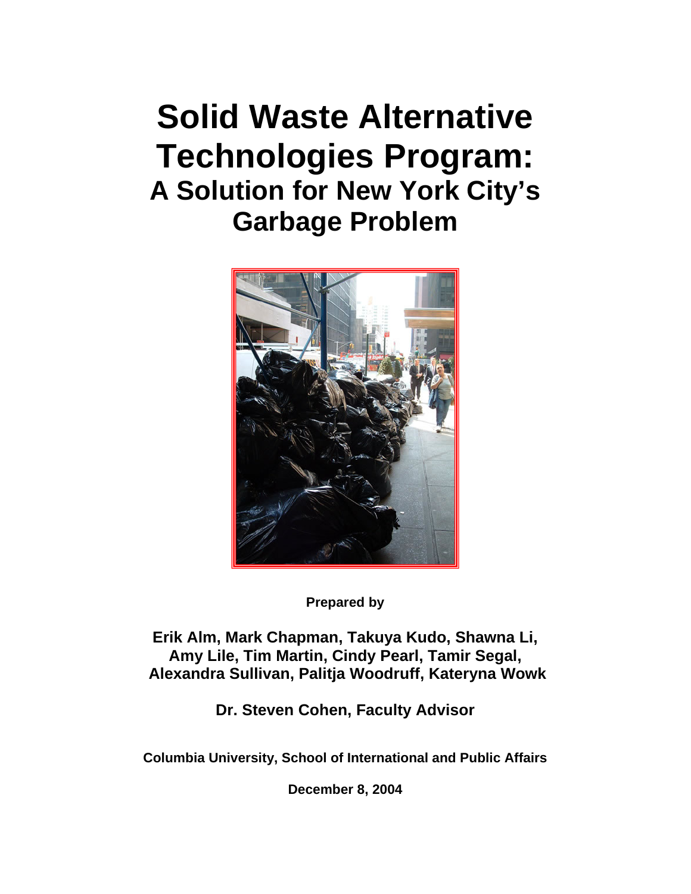# Solid Waste Alternative Technologies Program:

## A Solution for New York City's Garbage Problem

**Prepared by**

**Erik Alm, Mark Chapman, Takuya Kudo, Shawna Li, Amy Lile, Tim Martin, Cindy Pearl, Tamir Segal, Alexandra Sullivan, Palitja Woodruff, Kateryna Wowk**

**Dr. Steven Cohen, Faculty Advisor**

**Columbia University, School of International and Public Affairs**

**December 8, 2004**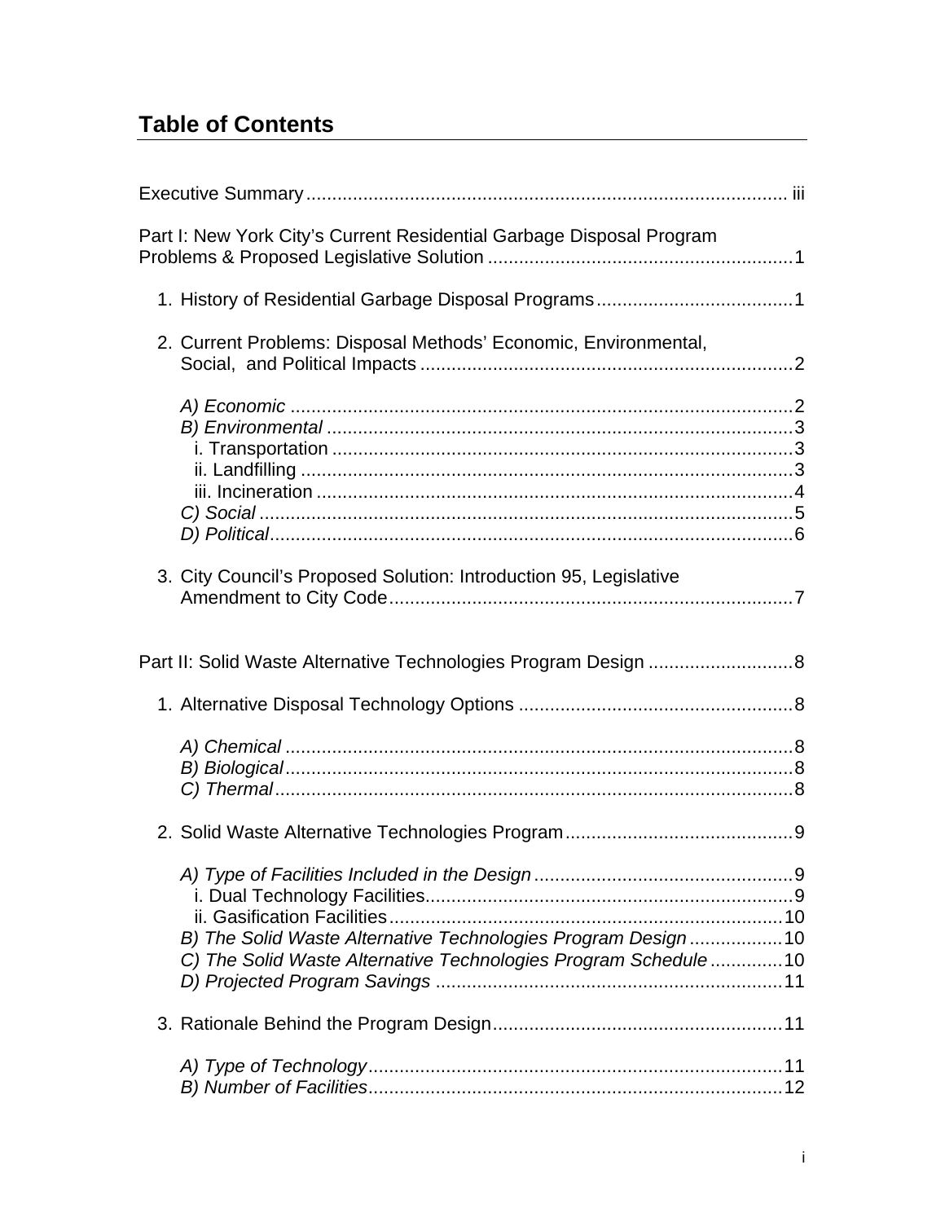## Table of Contents

Executive Summary ..... iii

Part I: New York City's Current Residential Garbage Disposal Program Problems & Proposed Legislative Solution ..... 1

1. History of Residential Garbage Disposal Programs ..... 1

2. Current Problems: Disposal Methods' Economic, Environmental, Social, and Political Impacts ..... 2

   *A) Economic* ..... 2
   *B) Environmental* ..... 3
   i. Transportation ..... 3
   ii. Landfilling ..... 3
   iii. Incineration ..... 4
   *C) Social* ..... 5
   *D) Political* ..... 6

3. City Council's Proposed Solution: Introduction 95, Legislative Amendment to City Code ..... 7

Part II: Solid Waste Alternative Technologies Program Design ..... 8

1. Alternative Disposal Technology Options ..... 8

   *A) Chemical* ..... 8
   *B) Biological* ..... 8
   *C) Thermal* ..... 8

2. Solid Waste Alternative Technologies Program ..... 9

   *A) Type of Facilities Included in the Design* ..... 9
   i. Dual Technology Facilities ..... 9
   ii. Gasification Facilities ..... 10
   *B) The Solid Waste Alternative Technologies Program Design* ..... 10
   *C) The Solid Waste Alternative Technologies Program Schedule* ..... 10
   *D) Projected Program Savings* ..... 11

3. Rationale Behind the Program Design ..... 11

   *A) Type of Technology* ..... 11
   *B) Number of Facilities* ..... 12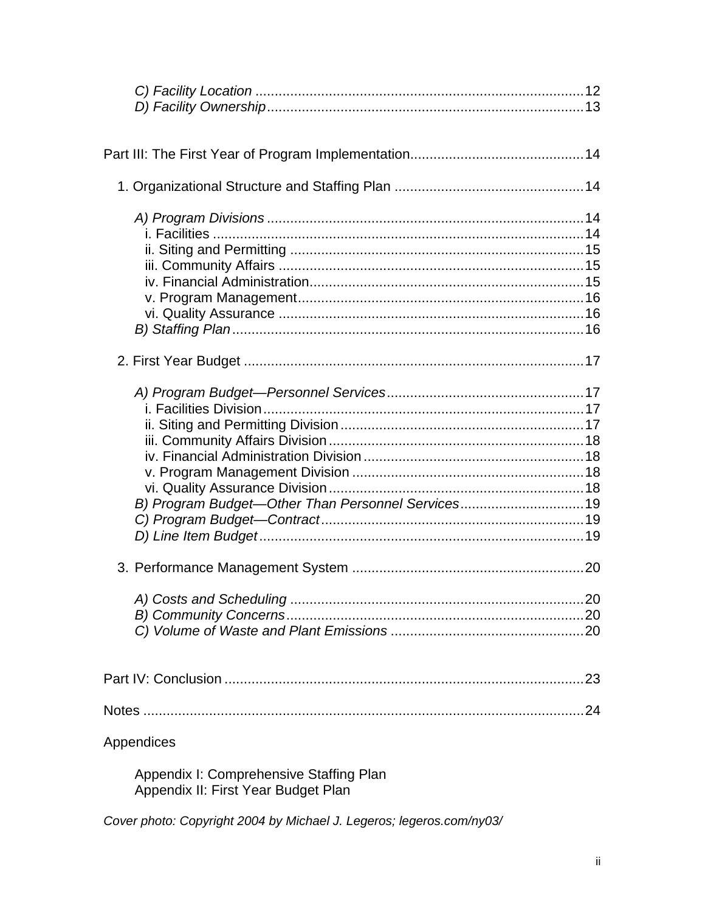*C) Facility Location* ..................................................................................... 12
*D) Facility Ownership*................................................................................. 13

Part III: The First Year of Program Implementation............................................ 14

1. Organizational Structure and Staffing Plan ................................................. 14

*A) Program Divisions* .................................................................................. 14
i. Facilities ................................................................................................ 14
ii. Siting and Permitting ............................................................................ 15
iii. Community Affairs ............................................................................... 15
iv. Financial Administration....................................................................... 15
v. Program Management.......................................................................... 16
vi. Quality Assurance ............................................................................... 16
*B) Staffing Plan* .......................................................................................... 16

2. First Year Budget ......................................................................................... 17

*A) Program Budget—Personnel Services*................................................... 17
i. Facilities Division................................................................................... 17
ii. Siting and Permitting Division............................................................... 17
iii. Community Affairs Division.................................................................. 18
iv. Financial Administration Division.......................................................... 18
v. Program Management Division ............................................................ 18
vi. Quality Assurance Division.................................................................. 18
*B) Program Budget—Other Than Personnel Services*................................ 19
*C) Program Budget—Contract*.................................................................... 19
*D) Line Item Budget*.................................................................................... 19

3. Performance Management System ............................................................ 20

*A) Costs and Scheduling* ............................................................................ 20
*B) Community Concerns*............................................................................. 20
*C) Volume of Waste and Plant Emissions* .................................................. 20

Part IV: Conclusion ............................................................................................. 23

Notes ................................................................................................................... 24

Appendices

Appendix I: Comprehensive Staffing Plan
Appendix II: First Year Budget Plan

*Cover photo: Copyright 2004 by Michael J. Legeros; legeros.com/ny03/*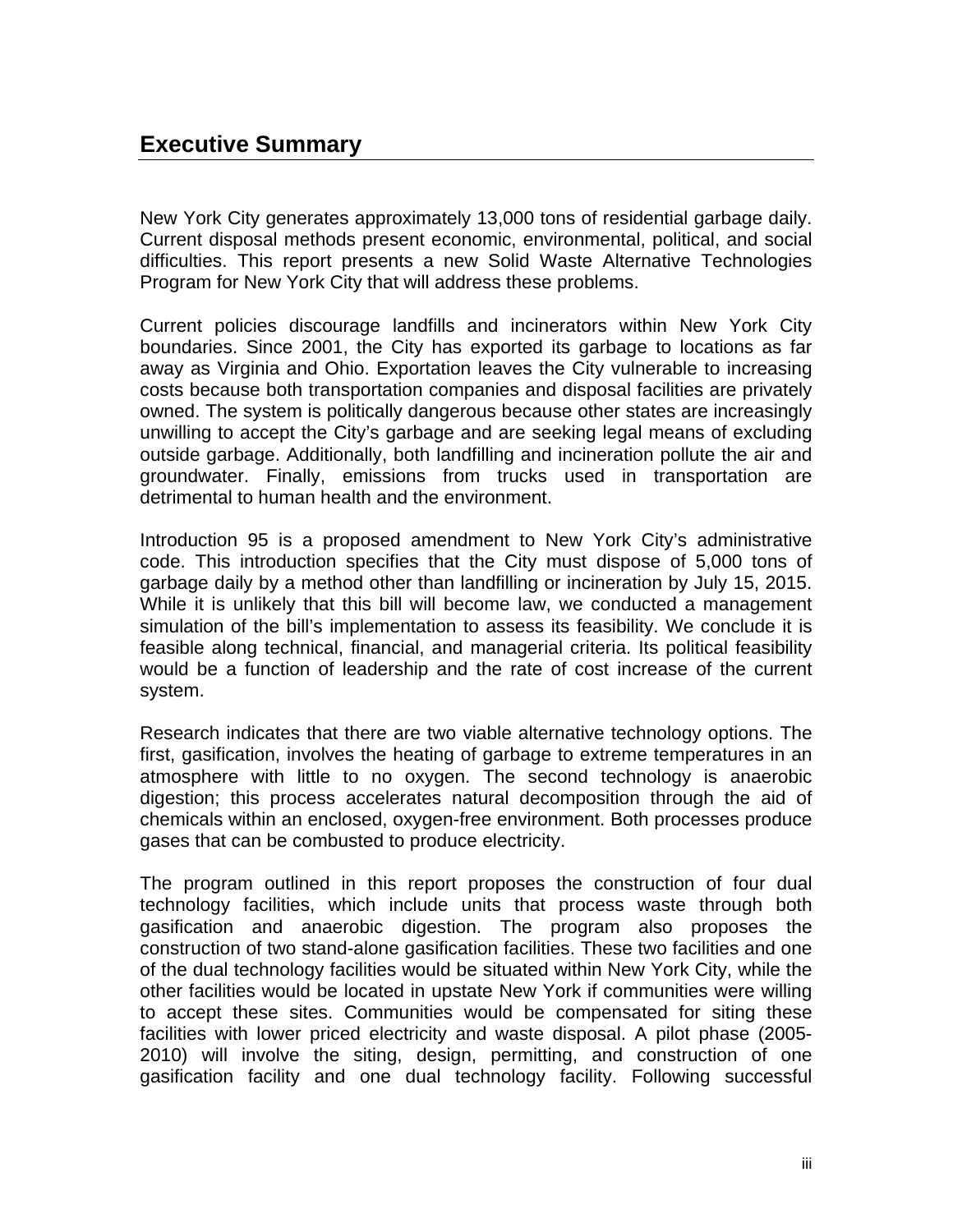# Executive Summary

New York City generates approximately 13,000 tons of residential garbage daily. Current disposal methods present economic, environmental, political, and social difficulties. This report presents a new Solid Waste Alternative Technologies Program for New York City that will address these problems.

Current policies discourage landfills and incinerators within New York City boundaries. Since 2001, the City has exported its garbage to locations as far away as Virginia and Ohio. Exportation leaves the City vulnerable to increasing costs because both transportation companies and disposal facilities are privately owned. The system is politically dangerous because other states are increasingly unwilling to accept the City's garbage and are seeking legal means of excluding outside garbage. Additionally, both landfilling and incineration pollute the air and groundwater. Finally, emissions from trucks used in transportation are detrimental to human health and the environment.

Introduction 95 is a proposed amendment to New York City's administrative code. This introduction specifies that the City must dispose of 5,000 tons of garbage daily by a method other than landfilling or incineration by July 15, 2015. While it is unlikely that this bill will become law, we conducted a management simulation of the bill's implementation to assess its feasibility. We conclude it is feasible along technical, financial, and managerial criteria. Its political feasibility would be a function of leadership and the rate of cost increase of the current system.

Research indicates that there are two viable alternative technology options. The first, gasification, involves the heating of garbage to extreme temperatures in an atmosphere with little to no oxygen. The second technology is anaerobic digestion; this process accelerates natural decomposition through the aid of chemicals within an enclosed, oxygen-free environment. Both processes produce gases that can be combusted to produce electricity.

The program outlined in this report proposes the construction of four dual technology facilities, which include units that process waste through both gasification and anaerobic digestion. The program also proposes the construction of two stand-alone gasification facilities. These two facilities and one of the dual technology facilities would be situated within New York City, while the other facilities would be located in upstate New York if communities were willing to accept these sites. Communities would be compensated for siting these facilities with lower priced electricity and waste disposal. A pilot phase (2005-2010) will involve the siting, design, permitting, and construction of one gasification facility and one dual technology facility. Following successful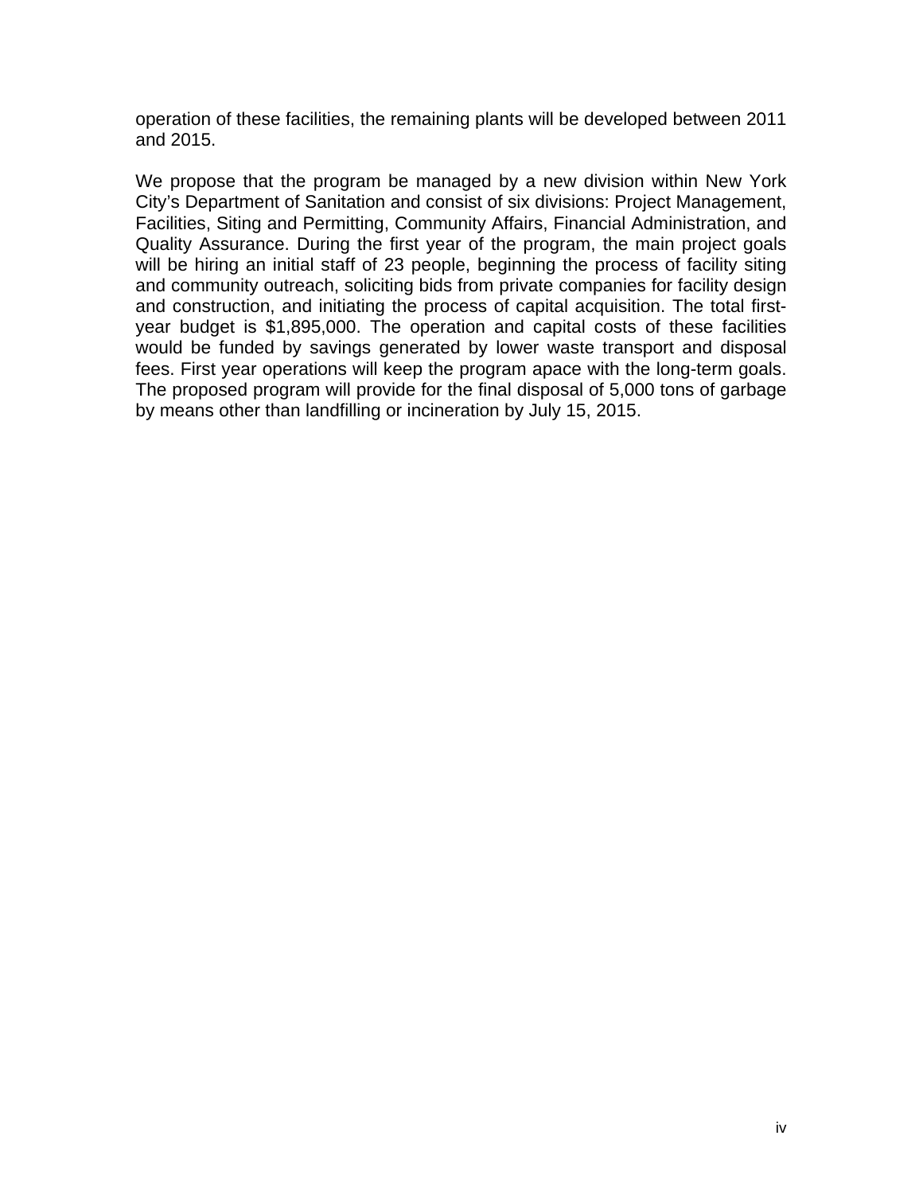operation of these facilities, the remaining plants will be developed between 2011 and 2015.

We propose that the program be managed by a new division within New York City's Department of Sanitation and consist of six divisions: Project Management, Facilities, Siting and Permitting, Community Affairs, Financial Administration, and Quality Assurance. During the first year of the program, the main project goals will be hiring an initial staff of 23 people, beginning the process of facility siting and community outreach, soliciting bids from private companies for facility design and construction, and initiating the process of capital acquisition. The total first-year budget is $1,895,000. The operation and capital costs of these facilities would be funded by savings generated by lower waste transport and disposal fees. First year operations will keep the program apace with the long-term goals. The proposed program will provide for the final disposal of 5,000 tons of garbage by means other than landfilling or incineration by July 15, 2015.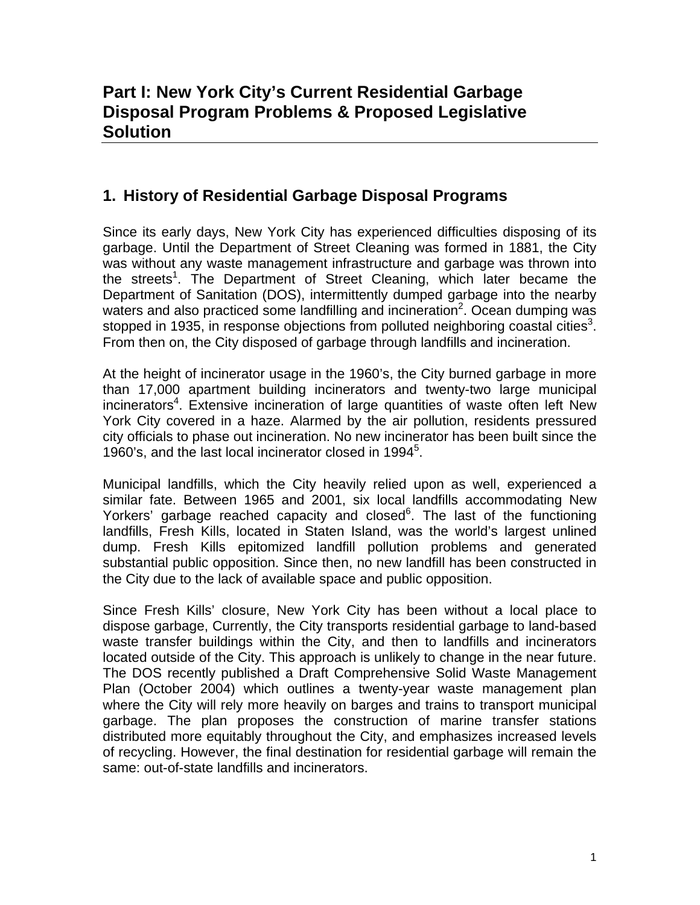# Part I: New York City's Current Residential Garbage Disposal Program Problems & Proposed Legislative Solution

## 1. History of Residential Garbage Disposal Programs

Since its early days, New York City has experienced difficulties disposing of its garbage. Until the Department of Street Cleaning was formed in 1881, the City was without any waste management infrastructure and garbage was thrown into the streets[1]. The Department of Street Cleaning, which later became the Department of Sanitation (DOS), intermittently dumped garbage into the nearby waters and also practiced some landfilling and incineration[2]. Ocean dumping was stopped in 1935, in response objections from polluted neighboring coastal cities[3]. From then on, the City disposed of garbage through landfills and incineration.

At the height of incinerator usage in the 1960's, the City burned garbage in more than 17,000 apartment building incinerators and twenty-two large municipal incinerators[4]. Extensive incineration of large quantities of waste often left New York City covered in a haze. Alarmed by the air pollution, residents pressured city officials to phase out incineration. No new incinerator has been built since the 1960's, and the last local incinerator closed in 1994[5].

Municipal landfills, which the City heavily relied upon as well, experienced a similar fate. Between 1965 and 2001, six local landfills accommodating New Yorkers' garbage reached capacity and closed[6]. The last of the functioning landfills, Fresh Kills, located in Staten Island, was the world's largest unlined dump. Fresh Kills epitomized landfill pollution problems and generated substantial public opposition. Since then, no new landfill has been constructed in the City due to the lack of available space and public opposition.

Since Fresh Kills' closure, New York City has been without a local place to dispose garbage, Currently, the City transports residential garbage to land-based waste transfer buildings within the City, and then to landfills and incinerators located outside of the City. This approach is unlikely to change in the near future. The DOS recently published a Draft Comprehensive Solid Waste Management Plan (October 2004) which outlines a twenty-year waste management plan where the City will rely more heavily on barges and trains to transport municipal garbage. The plan proposes the construction of marine transfer stations distributed more equitably throughout the City, and emphasizes increased levels of recycling. However, the final destination for residential garbage will remain the same: out-of-state landfills and incinerators.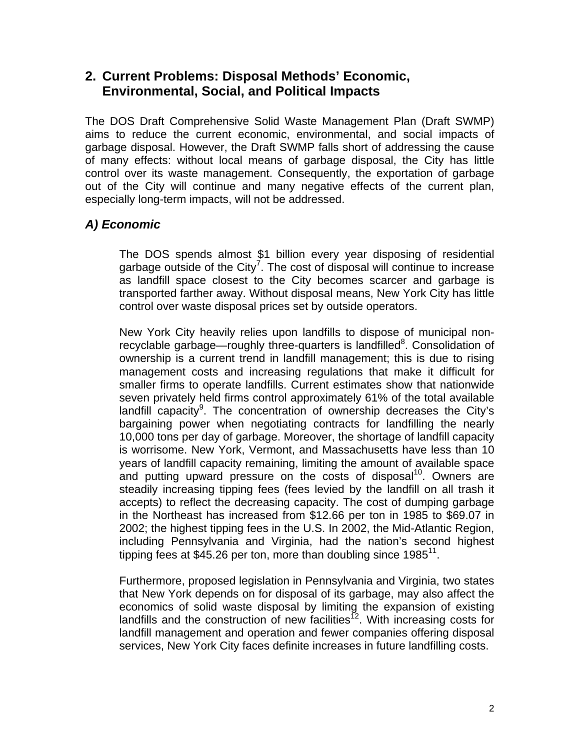## 2. Current Problems: Disposal Methods' Economic, Environmental, Social, and Political Impacts

The DOS Draft Comprehensive Solid Waste Management Plan (Draft SWMP) aims to reduce the current economic, environmental, and social impacts of garbage disposal. However, the Draft SWMP falls short of addressing the cause of many effects: without local means of garbage disposal, the City has little control over its waste management. Consequently, the exportation of garbage out of the City will continue and many negative effects of the current plan, especially long-term impacts, will not be addressed.

### *A) Economic*

The DOS spends almost $1 billion every year disposing of residential garbage outside of the City[7]. The cost of disposal will continue to increase as landfill space closest to the City becomes scarcer and garbage is transported farther away. Without disposal means, New York City has little control over waste disposal prices set by outside operators.

New York City heavily relies upon landfills to dispose of municipal non-recyclable garbage—roughly three-quarters is landfilled[8]. Consolidation of ownership is a current trend in landfill management; this is due to rising management costs and increasing regulations that make it difficult for smaller firms to operate landfills. Current estimates show that nationwide seven privately held firms control approximately 61% of the total available landfill capacity[9]. The concentration of ownership decreases the City's bargaining power when negotiating contracts for landfilling the nearly 10,000 tons per day of garbage. Moreover, the shortage of landfill capacity is worrisome. New York, Vermont, and Massachusetts have less than 10 years of landfill capacity remaining, limiting the amount of available space and putting upward pressure on the costs of disposal[10]. Owners are steadily increasing tipping fees (fees levied by the landfill on all trash it accepts) to reflect the decreasing capacity. The cost of dumping garbage in the Northeast has increased from $12.66 per ton in 1985 to $69.07 in 2002; the highest tipping fees in the U.S. In 2002, the Mid-Atlantic Region, including Pennsylvania and Virginia, had the nation's second highest tipping fees at $45.26 per ton, more than doubling since 1985[11].

Furthermore, proposed legislation in Pennsylvania and Virginia, two states that New York depends on for disposal of its garbage, may also affect the economics of solid waste disposal by limiting the expansion of existing landfills and the construction of new facilities[12]. With increasing costs for landfill management and operation and fewer companies offering disposal services, New York City faces definite increases in future landfilling costs.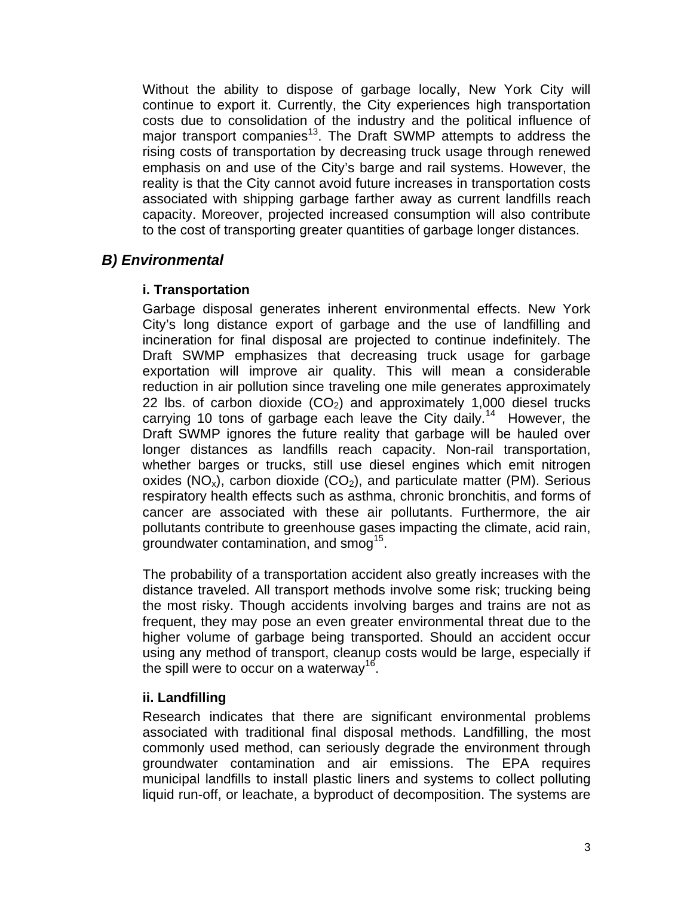Without the ability to dispose of garbage locally, New York City will continue to export it. Currently, the City experiences high transportation costs due to consolidation of the industry and the political influence of major transport companies[13]. The Draft SWMP attempts to address the rising costs of transportation by decreasing truck usage through renewed emphasis on and use of the City's barge and rail systems. However, the reality is that the City cannot avoid future increases in transportation costs associated with shipping garbage farther away as current landfills reach capacity. Moreover, projected increased consumption will also contribute to the cost of transporting greater quantities of garbage longer distances.

## *B) Environmental*

### i. Transportation

Garbage disposal generates inherent environmental effects. New York City's long distance export of garbage and the use of landfilling and incineration for final disposal are projected to continue indefinitely. The Draft SWMP emphasizes that decreasing truck usage for garbage exportation will improve air quality. This will mean a considerable reduction in air pollution since traveling one mile generates approximately 22 lbs. of carbon dioxide ($CO_2$) and approximately 1,000 diesel trucks carrying 10 tons of garbage each leave the City daily.[14] However, the Draft SWMP ignores the future reality that garbage will be hauled over longer distances as landfills reach capacity. Non-rail transportation, whether barges or trucks, still use diesel engines which emit nitrogen oxides ($NO_x$), carbon dioxide ($CO_2$), and particulate matter (PM). Serious respiratory health effects such as asthma, chronic bronchitis, and forms of cancer are associated with these air pollutants. Furthermore, the air pollutants contribute to greenhouse gases impacting the climate, acid rain, groundwater contamination, and smog[15].

The probability of a transportation accident also greatly increases with the distance traveled. All transport methods involve some risk; trucking being the most risky. Though accidents involving barges and trains are not as frequent, they may pose an even greater environmental threat due to the higher volume of garbage being transported. Should an accident occur using any method of transport, cleanup costs would be large, especially if the spill were to occur on a waterway[16].

### ii. Landfilling

Research indicates that there are significant environmental problems associated with traditional final disposal methods. Landfilling, the most commonly used method, can seriously degrade the environment through groundwater contamination and air emissions. The EPA requires municipal landfills to install plastic liners and systems to collect polluting liquid run-off, or leachate, a byproduct of decomposition. The systems are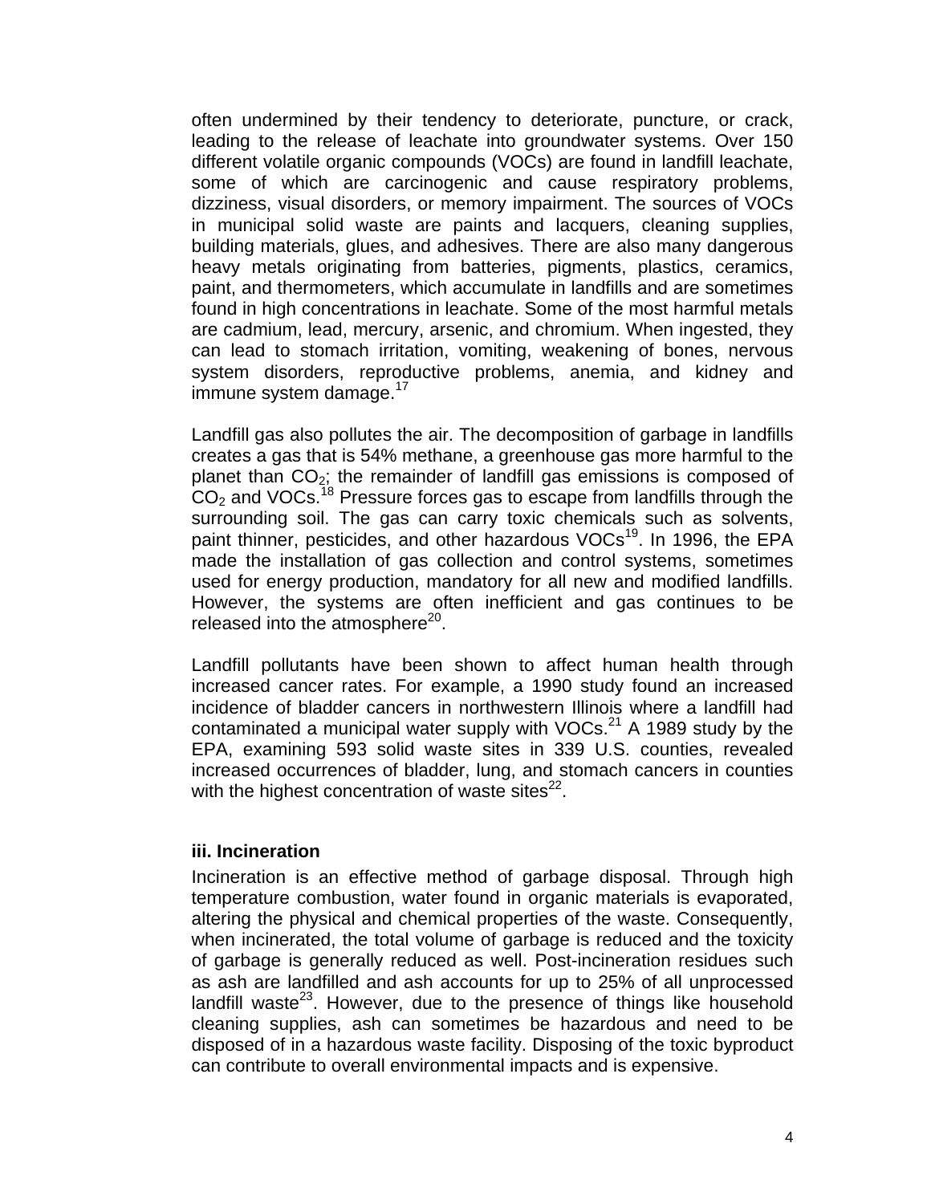often undermined by their tendency to deteriorate, puncture, or crack, leading to the release of leachate into groundwater systems. Over 150 different volatile organic compounds (VOCs) are found in landfill leachate, some of which are carcinogenic and cause respiratory problems, dizziness, visual disorders, or memory impairment. The sources of VOCs in municipal solid waste are paints and lacquers, cleaning supplies, building materials, glues, and adhesives. There are also many dangerous heavy metals originating from batteries, pigments, plastics, ceramics, paint, and thermometers, which accumulate in landfills and are sometimes found in high concentrations in leachate. Some of the most harmful metals are cadmium, lead, mercury, arsenic, and chromium. When ingested, they can lead to stomach irritation, vomiting, weakening of bones, nervous system disorders, reproductive problems, anemia, and kidney and immune system damage.[17]

Landfill gas also pollutes the air. The decomposition of garbage in landfills creates a gas that is 54% methane, a greenhouse gas more harmful to the planet than $CO_2$; the remainder of landfill gas emissions is composed of $CO_2$ and VOCs.[18] Pressure forces gas to escape from landfills through the surrounding soil. The gas can carry toxic chemicals such as solvents, paint thinner, pesticides, and other hazardous VOCs[19]. In 1996, the EPA made the installation of gas collection and control systems, sometimes used for energy production, mandatory for all new and modified landfills. However, the systems are often inefficient and gas continues to be released into the atmosphere[20].

Landfill pollutants have been shown to affect human health through increased cancer rates. For example, a 1990 study found an increased incidence of bladder cancers in northwestern Illinois where a landfill had contaminated a municipal water supply with VOCs.[21] A 1989 study by the EPA, examining 593 solid waste sites in 339 U.S. counties, revealed increased occurrences of bladder, lung, and stomach cancers in counties with the highest concentration of waste sites[22].

### iii. Incineration

Incineration is an effective method of garbage disposal. Through high temperature combustion, water found in organic materials is evaporated, altering the physical and chemical properties of the waste. Consequently, when incinerated, the total volume of garbage is reduced and the toxicity of garbage is generally reduced as well. Post-incineration residues such as ash are landfilled and ash accounts for up to 25% of all unprocessed landfill waste[23]. However, due to the presence of things like household cleaning supplies, ash can sometimes be hazardous and need to be disposed of in a hazardous waste facility. Disposing of the toxic byproduct can contribute to overall environmental impacts and is expensive.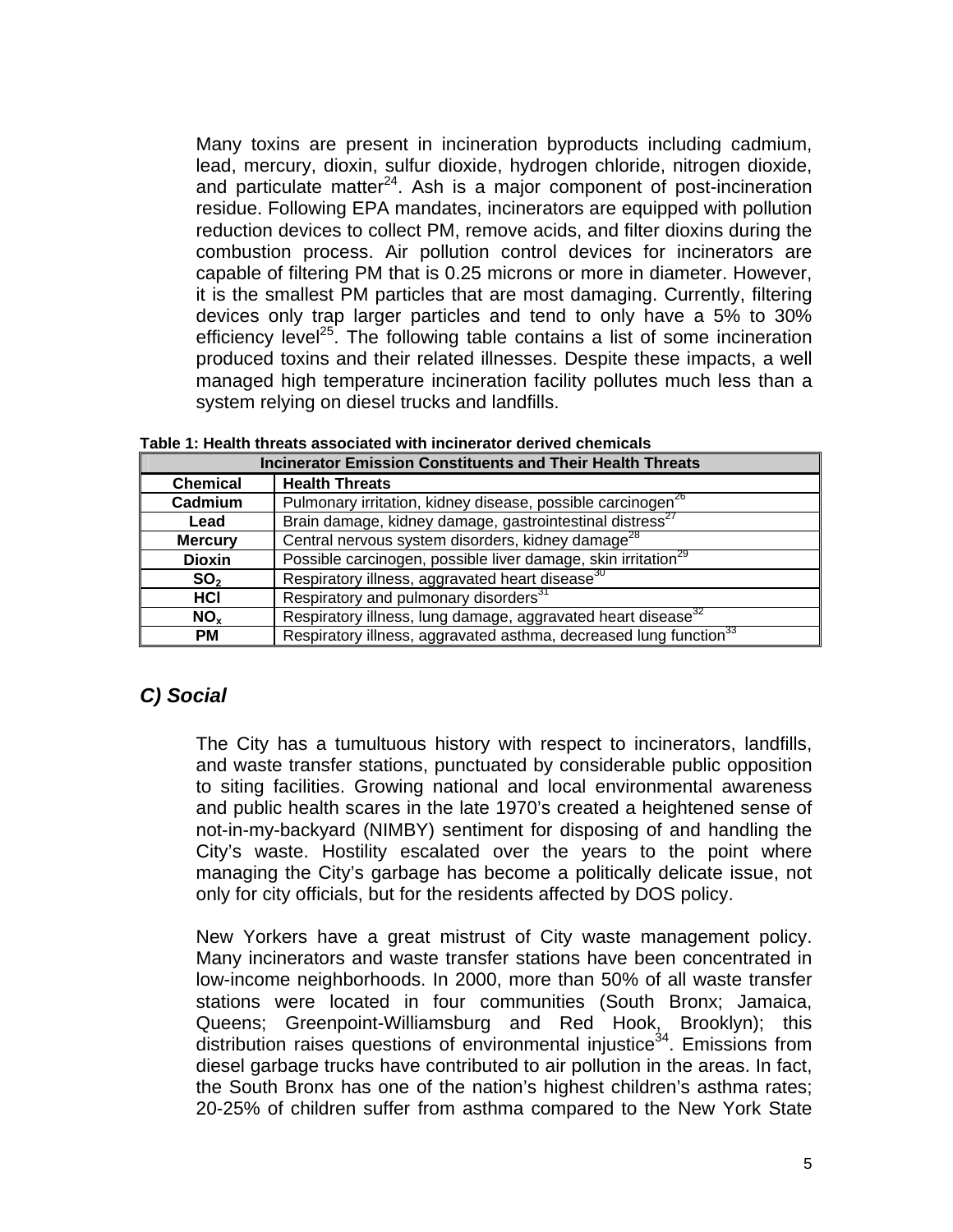Many toxins are present in incineration byproducts including cadmium, lead, mercury, dioxin, sulfur dioxide, hydrogen chloride, nitrogen dioxide, and particulate matter[24]. Ash is a major component of post-incineration residue. Following EPA mandates, incinerators are equipped with pollution reduction devices to collect PM, remove acids, and filter dioxins during the combustion process. Air pollution control devices for incinerators are capable of filtering PM that is 0.25 microns or more in diameter. However, it is the smallest PM particles that are most damaging. Currently, filtering devices only trap larger particles and tend to only have a 5% to 30% efficiency level[25]. The following table contains a list of some incineration produced toxins and their related illnesses. Despite these impacts, a well managed high temperature incineration facility pollutes much less than a system relying on diesel trucks and landfills.

**Table 1: Health threats associated with incinerator derived chemicals**

| Incinerator Emission Constituents and Their Health Threats | |
|---|---|
| **Chemical** | **Health Threats** |
| **Cadmium** | Pulmonary irritation, kidney disease, possible carcinogen[26] |
| **Lead** | Brain damage, kidney damage, gastrointestinal distress[27] |
| **Mercury** | Central nervous system disorders, kidney damage[28] |
| **Dioxin** | Possible carcinogen, possible liver damage, skin irritation[29] |
| **$SO_2$** | Respiratory illness, aggravated heart disease[30] |
| **HCl** | Respiratory and pulmonary disorders[31] |
| **$NO_x$** | Respiratory illness, lung damage, aggravated heart disease[32] |
| **PM** | Respiratory illness, aggravated asthma, decreased lung function[33] |

### *C) Social*

The City has a tumultuous history with respect to incinerators, landfills, and waste transfer stations, punctuated by considerable public opposition to siting facilities. Growing national and local environmental awareness and public health scares in the late 1970's created a heightened sense of not-in-my-backyard (NIMBY) sentiment for disposing of and handling the City's waste. Hostility escalated over the years to the point where managing the City's garbage has become a politically delicate issue, not only for city officials, but for the residents affected by DOS policy.

New Yorkers have a great mistrust of City waste management policy. Many incinerators and waste transfer stations have been concentrated in low-income neighborhoods. In 2000, more than 50% of all waste transfer stations were located in four communities (South Bronx; Jamaica, Queens; Greenpoint-Williamsburg and Red Hook, Brooklyn); this distribution raises questions of environmental injustice[34]. Emissions from diesel garbage trucks have contributed to air pollution in the areas. In fact, the South Bronx has one of the nation's highest children's asthma rates; 20-25% of children suffer from asthma compared to the New York State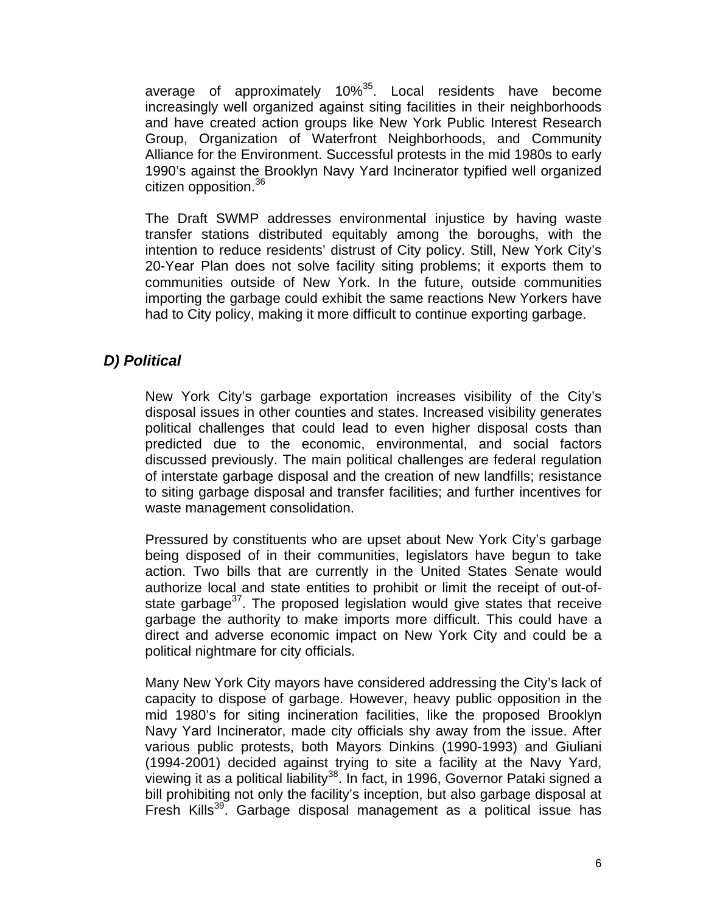average of approximately 10%[35]. Local residents have become increasingly well organized against siting facilities in their neighborhoods and have created action groups like New York Public Interest Research Group, Organization of Waterfront Neighborhoods, and Community Alliance for the Environment. Successful protests in the mid 1980s to early 1990's against the Brooklyn Navy Yard Incinerator typified well organized citizen opposition.[36]

The Draft SWMP addresses environmental injustice by having waste transfer stations distributed equitably among the boroughs, with the intention to reduce residents' distrust of City policy. Still, New York City's 20-Year Plan does not solve facility siting problems; it exports them to communities outside of New York. In the future, outside communities importing the garbage could exhibit the same reactions New Yorkers have had to City policy, making it more difficult to continue exporting garbage.

### *D) Political*

New York City's garbage exportation increases visibility of the City's disposal issues in other counties and states. Increased visibility generates political challenges that could lead to even higher disposal costs than predicted due to the economic, environmental, and social factors discussed previously. The main political challenges are federal regulation of interstate garbage disposal and the creation of new landfills; resistance to siting garbage disposal and transfer facilities; and further incentives for waste management consolidation.

Pressured by constituents who are upset about New York City's garbage being disposed of in their communities, legislators have begun to take action. Two bills that are currently in the United States Senate would authorize local and state entities to prohibit or limit the receipt of out-of-state garbage[37]. The proposed legislation would give states that receive garbage the authority to make imports more difficult. This could have a direct and adverse economic impact on New York City and could be a political nightmare for city officials.

Many New York City mayors have considered addressing the City's lack of capacity to dispose of garbage. However, heavy public opposition in the mid 1980's for siting incineration facilities, like the proposed Brooklyn Navy Yard Incinerator, made city officials shy away from the issue. After various public protests, both Mayors Dinkins (1990-1993) and Giuliani (1994-2001) decided against trying to site a facility at the Navy Yard, viewing it as a political liability[38]. In fact, in 1996, Governor Pataki signed a bill prohibiting not only the facility's inception, but also garbage disposal at Fresh Kills[39]. Garbage disposal management as a political issue has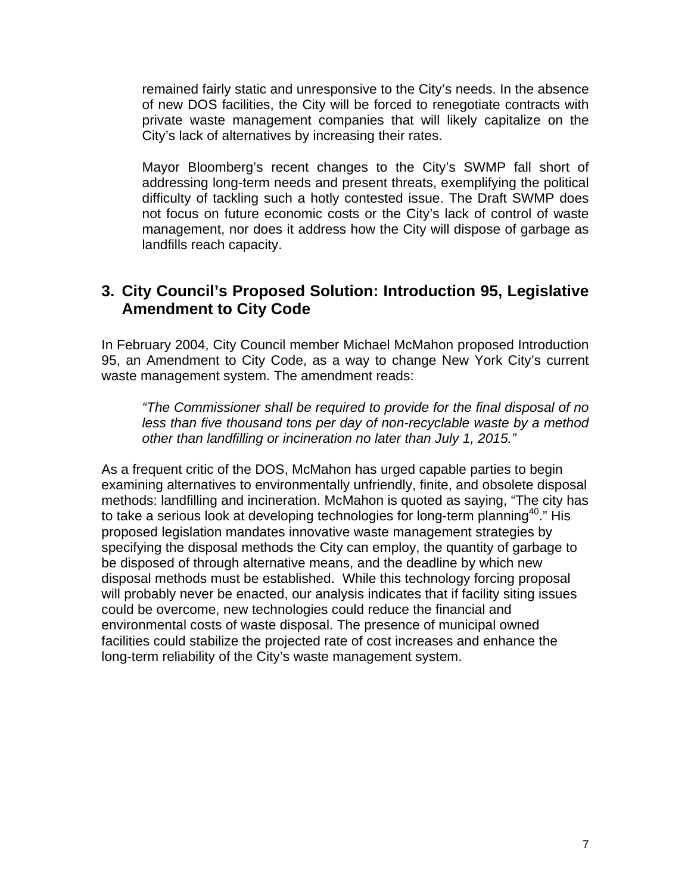remained fairly static and unresponsive to the City's needs. In the absence of new DOS facilities, the City will be forced to renegotiate contracts with private waste management companies that will likely capitalize on the City's lack of alternatives by increasing their rates.

Mayor Bloomberg's recent changes to the City's SWMP fall short of addressing long-term needs and present threats, exemplifying the political difficulty of tackling such a hotly contested issue. The Draft SWMP does not focus on future economic costs or the City's lack of control of waste management, nor does it address how the City will dispose of garbage as landfills reach capacity.

## 3. City Council's Proposed Solution: Introduction 95, Legislative Amendment to City Code

In February 2004, City Council member Michael McMahon proposed Introduction 95, an Amendment to City Code, as a way to change New York City's current waste management system. The amendment reads:

> *"The Commissioner shall be required to provide for the final disposal of no less than five thousand tons per day of non-recyclable waste by a method other than landfilling or incineration no later than July 1, 2015."*

As a frequent critic of the DOS, McMahon has urged capable parties to begin examining alternatives to environmentally unfriendly, finite, and obsolete disposal methods: landfilling and incineration. McMahon is quoted as saying, "The city has to take a serious look at developing technologies for long-term planning[40]." His proposed legislation mandates innovative waste management strategies by specifying the disposal methods the City can employ, the quantity of garbage to be disposed of through alternative means, and the deadline by which new disposal methods must be established. While this technology forcing proposal will probably never be enacted, our analysis indicates that if facility siting issues could be overcome, new technologies could reduce the financial and environmental costs of waste disposal. The presence of municipal owned facilities could stabilize the projected rate of cost increases and enhance the long-term reliability of the City's waste management system.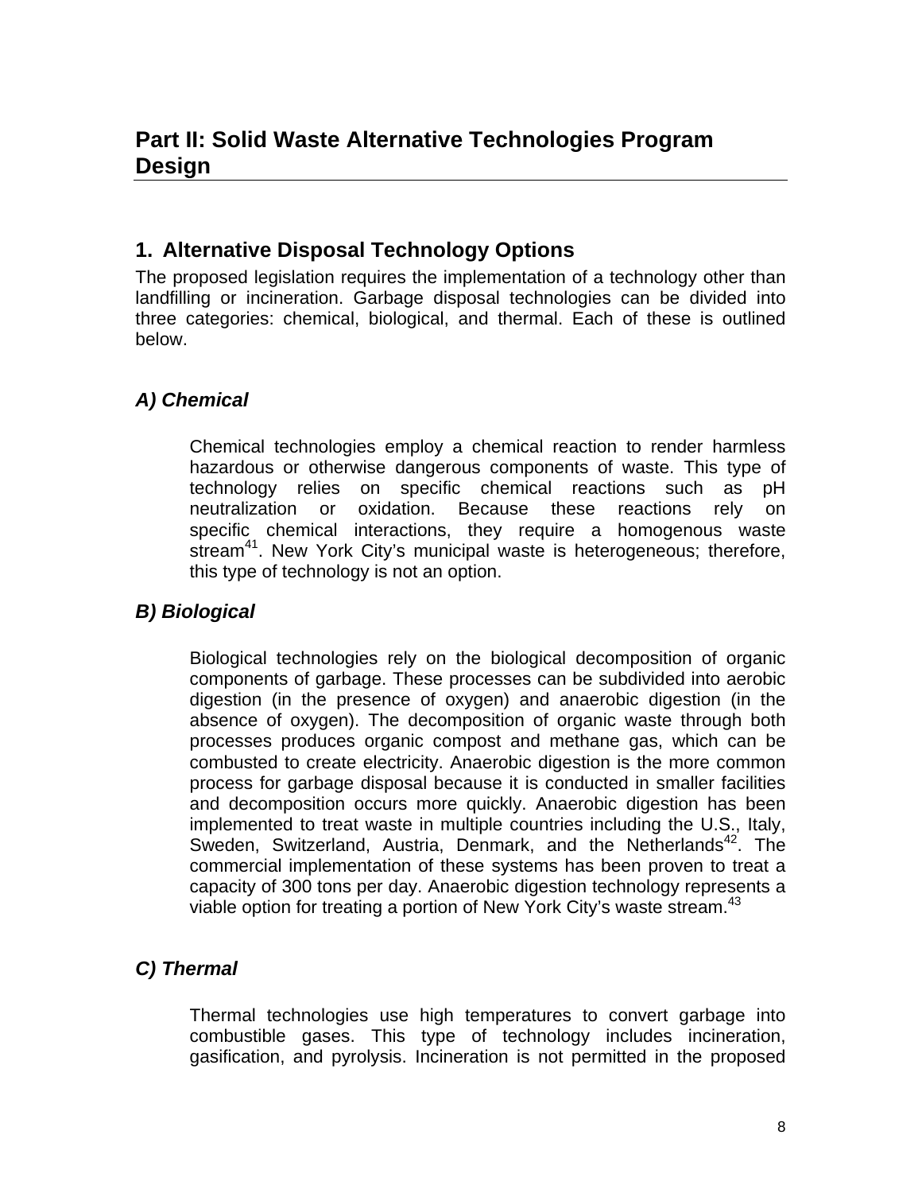# Part II: Solid Waste Alternative Technologies Program Design

## 1. Alternative Disposal Technology Options

The proposed legislation requires the implementation of a technology other than landfilling or incineration. Garbage disposal technologies can be divided into three categories: chemical, biological, and thermal. Each of these is outlined below.

### *A) Chemical*

Chemical technologies employ a chemical reaction to render harmless hazardous or otherwise dangerous components of waste. This type of technology relies on specific chemical reactions such as pH neutralization or oxidation. Because these reactions rely on specific chemical interactions, they require a homogenous waste stream[41]. New York City's municipal waste is heterogeneous; therefore, this type of technology is not an option.

### *B) Biological*

Biological technologies rely on the biological decomposition of organic components of garbage. These processes can be subdivided into aerobic digestion (in the presence of oxygen) and anaerobic digestion (in the absence of oxygen). The decomposition of organic waste through both processes produces organic compost and methane gas, which can be combusted to create electricity. Anaerobic digestion is the more common process for garbage disposal because it is conducted in smaller facilities and decomposition occurs more quickly. Anaerobic digestion has been implemented to treat waste in multiple countries including the U.S., Italy, Sweden, Switzerland, Austria, Denmark, and the Netherlands[42]. The commercial implementation of these systems has been proven to treat a capacity of 300 tons per day. Anaerobic digestion technology represents a viable option for treating a portion of New York City's waste stream.[43]

### *C) Thermal*

Thermal technologies use high temperatures to convert garbage into combustible gases. This type of technology includes incineration, gasification, and pyrolysis. Incineration is not permitted in the proposed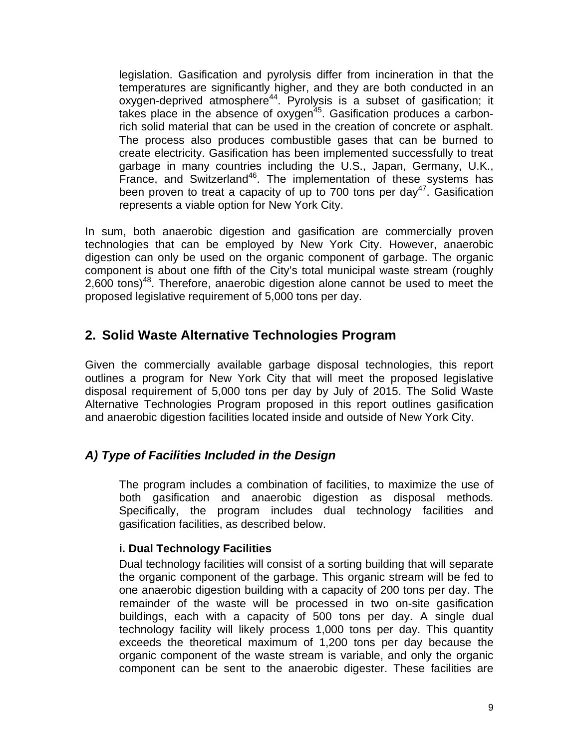legislation. Gasification and pyrolysis differ from incineration in that the temperatures are significantly higher, and they are both conducted in an oxygen-deprived atmosphere[44]. Pyrolysis is a subset of gasification; it takes place in the absence of oxygen[45]. Gasification produces a carbon-rich solid material that can be used in the creation of concrete or asphalt. The process also produces combustible gases that can be burned to create electricity. Gasification has been implemented successfully to treat garbage in many countries including the U.S., Japan, Germany, U.K., France, and Switzerland[46]. The implementation of these systems has been proven to treat a capacity of up to 700 tons per day[47]. Gasification represents a viable option for New York City.

In sum, both anaerobic digestion and gasification are commercially proven technologies that can be employed by New York City. However, anaerobic digestion can only be used on the organic component of garbage. The organic component is about one fifth of the City's total municipal waste stream (roughly 2,600 tons)[48]. Therefore, anaerobic digestion alone cannot be used to meet the proposed legislative requirement of 5,000 tons per day.

## 2. Solid Waste Alternative Technologies Program

Given the commercially available garbage disposal technologies, this report outlines a program for New York City that will meet the proposed legislative disposal requirement of 5,000 tons per day by July of 2015. The Solid Waste Alternative Technologies Program proposed in this report outlines gasification and anaerobic digestion facilities located inside and outside of New York City.

### *A) Type of Facilities Included in the Design*

The program includes a combination of facilities, to maximize the use of both gasification and anaerobic digestion as disposal methods. Specifically, the program includes dual technology facilities and gasification facilities, as described below.

#### i. Dual Technology Facilities

Dual technology facilities will consist of a sorting building that will separate the organic component of the garbage. This organic stream will be fed to one anaerobic digestion building with a capacity of 200 tons per day. The remainder of the waste will be processed in two on-site gasification buildings, each with a capacity of 500 tons per day. A single dual technology facility will likely process 1,000 tons per day. This quantity exceeds the theoretical maximum of 1,200 tons per day because the organic component of the waste stream is variable, and only the organic component can be sent to the anaerobic digester. These facilities are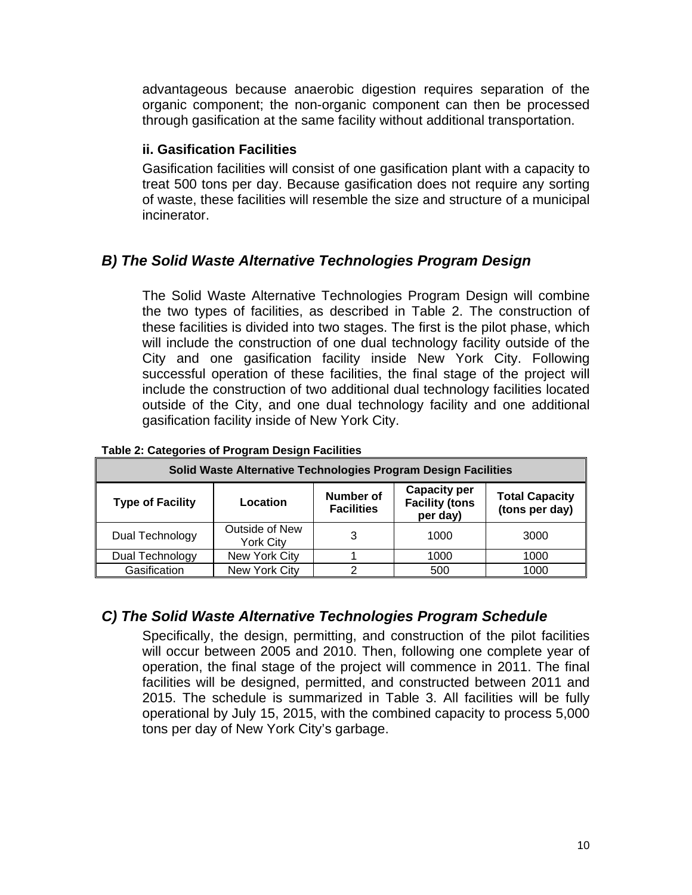advantageous because anaerobic digestion requires separation of the organic component; the non-organic component can then be processed through gasification at the same facility without additional transportation.

#### ii. Gasification Facilities

Gasification facilities will consist of one gasification plant with a capacity to treat 500 tons per day. Because gasification does not require any sorting of waste, these facilities will resemble the size and structure of a municipal incinerator.

## *B) The Solid Waste Alternative Technologies Program Design*

The Solid Waste Alternative Technologies Program Design will combine the two types of facilities, as described in Table 2. The construction of these facilities is divided into two stages. The first is the pilot phase, which will include the construction of one dual technology facility outside of the City and one gasification facility inside New York City. Following successful operation of these facilities, the final stage of the project will include the construction of two additional dual technology facilities located outside of the City, and one dual technology facility and one additional gasification facility inside of New York City.

**Table 2: Categories of Program Design Facilities**

| Solid Waste Alternative Technologies Program Design Facilities | | | | |
|---|---|---|---|---|
| **Type of Facility** | **Location** | **Number of Facilities** | **Capacity per Facility (tons per day)** | **Total Capacity (tons per day)** |
| Dual Technology | Outside of New York City | 3 | 1000 | 3000 |
| Dual Technology | New York City | 1 | 1000 | 1000 |
| Gasification | New York City | 2 | 500 | 1000 |

## *C) The Solid Waste Alternative Technologies Program Schedule*

Specifically, the design, permitting, and construction of the pilot facilities will occur between 2005 and 2010. Then, following one complete year of operation, the final stage of the project will commence in 2011. The final facilities will be designed, permitted, and constructed between 2011 and 2015. The schedule is summarized in Table 3. All facilities will be fully operational by July 15, 2015, with the combined capacity to process 5,000 tons per day of New York City's garbage.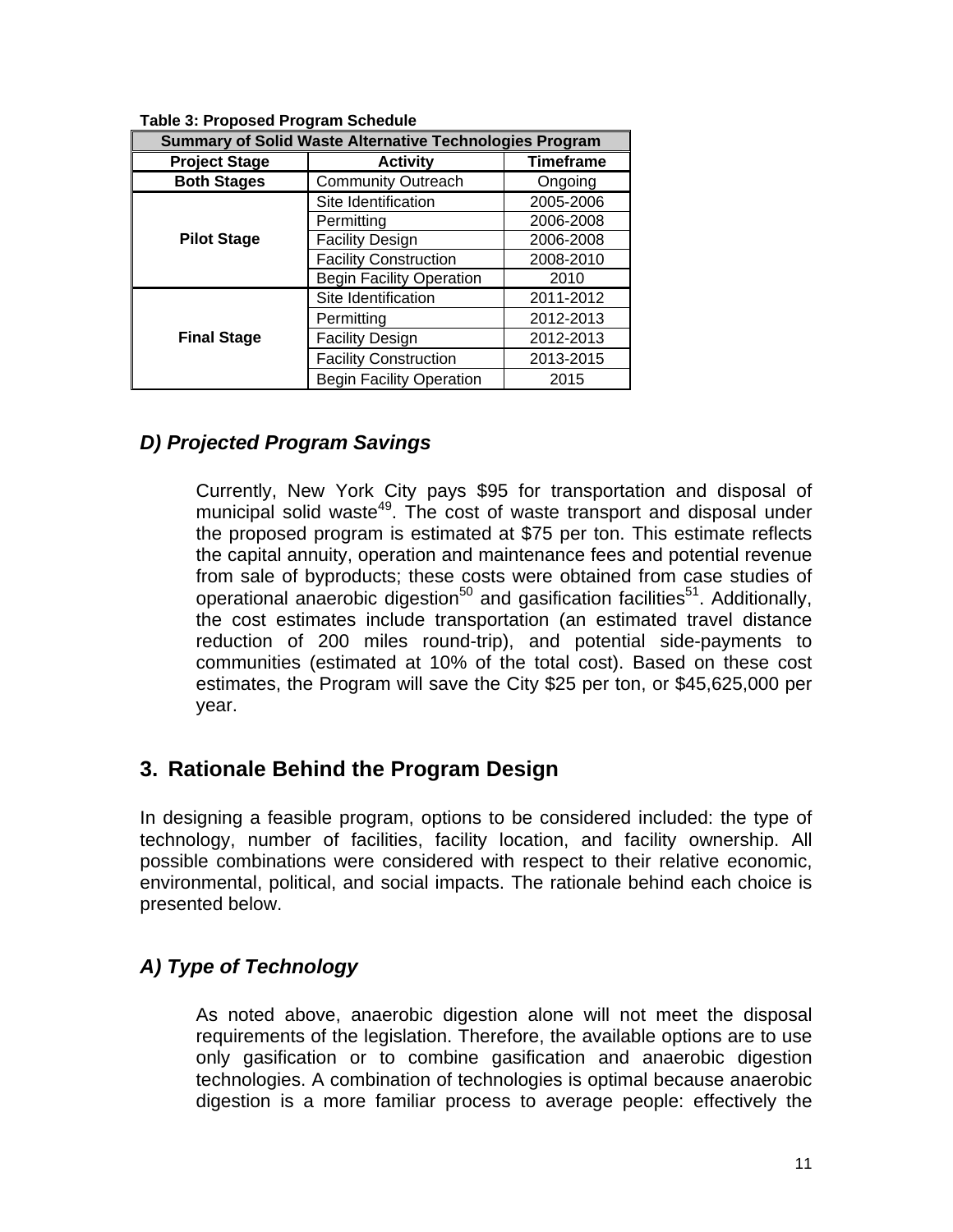**Table 3: Proposed Program Schedule**

| Summary of Solid Waste Alternative Technologies Program | | |
|---|---|---|
| **Project Stage** | **Activity** | **Timeframe** |
| **Both Stages** | Community Outreach | Ongoing |
| **Pilot Stage** | Site Identification | 2005-2006 |
| | Permitting | 2006-2008 |
| | Facility Design | 2006-2008 |
| | Facility Construction | 2008-2010 |
| | Begin Facility Operation | 2010 |
| **Final Stage** | Site Identification | 2011-2012 |
| | Permitting | 2012-2013 |
| | Facility Design | 2012-2013 |
| | Facility Construction | 2013-2015 |
| | Begin Facility Operation | 2015 |

### *D) Projected Program Savings*

Currently, New York City pays $95 for transportation and disposal of municipal solid waste[49]. The cost of waste transport and disposal under the proposed program is estimated at $75 per ton. This estimate reflects the capital annuity, operation and maintenance fees and potential revenue from sale of byproducts; these costs were obtained from case studies of operational anaerobic digestion[50] and gasification facilities[51]. Additionally, the cost estimates include transportation (an estimated travel distance reduction of 200 miles round-trip), and potential side-payments to communities (estimated at 10% of the total cost). Based on these cost estimates, the Program will save the City $25 per ton, or $45,625,000 per year.

## 3. Rationale Behind the Program Design

In designing a feasible program, options to be considered included: the type of technology, number of facilities, facility location, and facility ownership. All possible combinations were considered with respect to their relative economic, environmental, political, and social impacts. The rationale behind each choice is presented below.

### *A) Type of Technology*

As noted above, anaerobic digestion alone will not meet the disposal requirements of the legislation. Therefore, the available options are to use only gasification or to combine gasification and anaerobic digestion technologies. A combination of technologies is optimal because anaerobic digestion is a more familiar process to average people: effectively the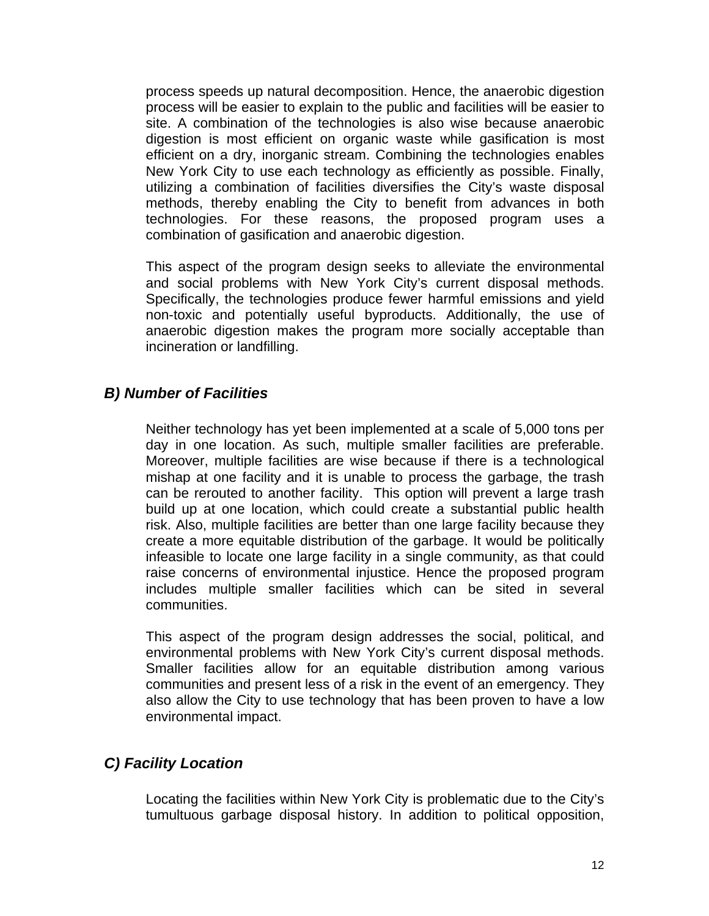process speeds up natural decomposition. Hence, the anaerobic digestion process will be easier to explain to the public and facilities will be easier to site. A combination of the technologies is also wise because anaerobic digestion is most efficient on organic waste while gasification is most efficient on a dry, inorganic stream. Combining the technologies enables New York City to use each technology as efficiently as possible. Finally, utilizing a combination of facilities diversifies the City's waste disposal methods, thereby enabling the City to benefit from advances in both technologies. For these reasons, the proposed program uses a combination of gasification and anaerobic digestion.

This aspect of the program design seeks to alleviate the environmental and social problems with New York City's current disposal methods. Specifically, the technologies produce fewer harmful emissions and yield non-toxic and potentially useful byproducts. Additionally, the use of anaerobic digestion makes the program more socially acceptable than incineration or landfilling.

### *B) Number of Facilities*

Neither technology has yet been implemented at a scale of 5,000 tons per day in one location. As such, multiple smaller facilities are preferable. Moreover, multiple facilities are wise because if there is a technological mishap at one facility and it is unable to process the garbage, the trash can be rerouted to another facility. This option will prevent a large trash build up at one location, which could create a substantial public health risk. Also, multiple facilities are better than one large facility because they create a more equitable distribution of the garbage. It would be politically infeasible to locate one large facility in a single community, as that could raise concerns of environmental injustice. Hence the proposed program includes multiple smaller facilities which can be sited in several communities.

This aspect of the program design addresses the social, political, and environmental problems with New York City's current disposal methods. Smaller facilities allow for an equitable distribution among various communities and present less of a risk in the event of an emergency. They also allow the City to use technology that has been proven to have a low environmental impact.

### *C) Facility Location*

Locating the facilities within New York City is problematic due to the City's tumultuous garbage disposal history. In addition to political opposition,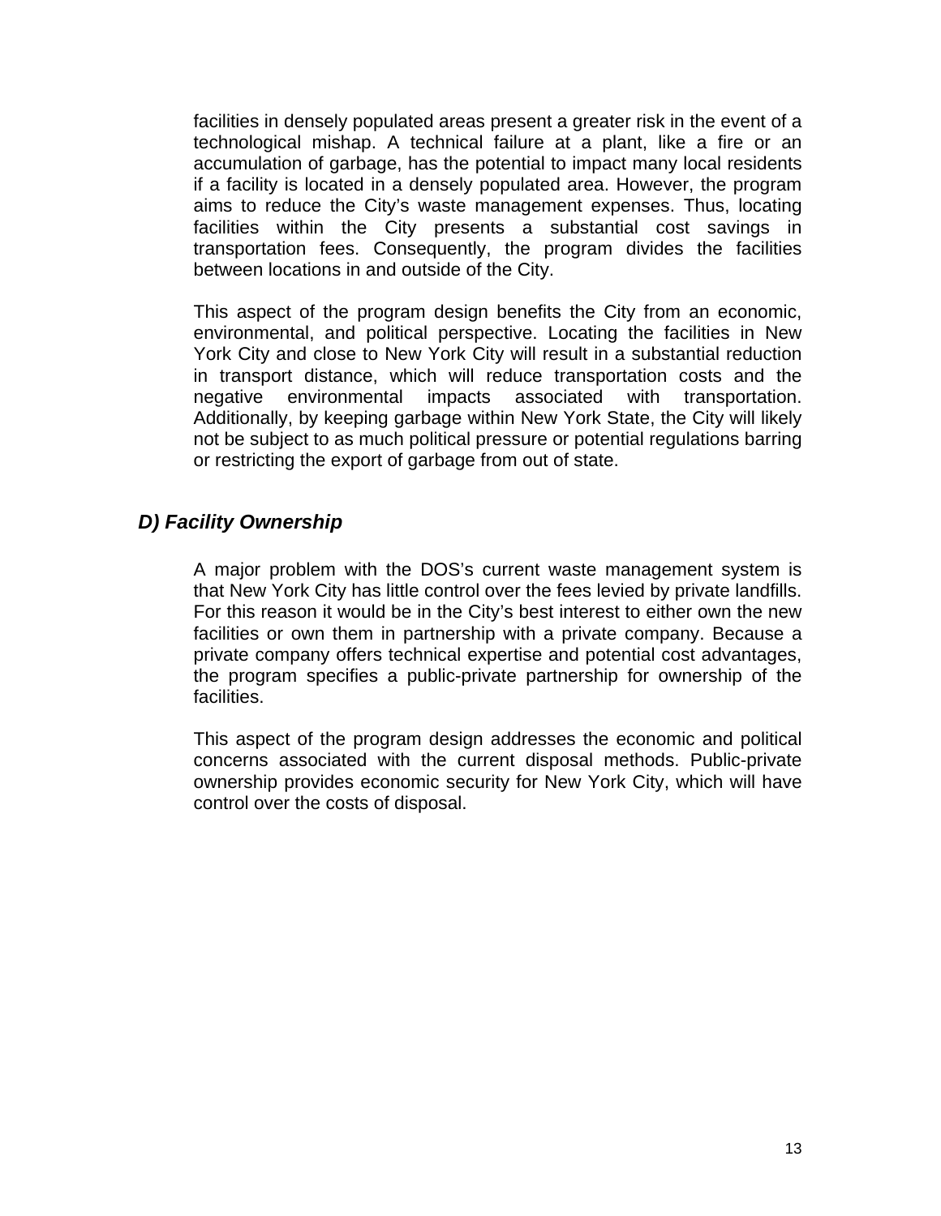facilities in densely populated areas present a greater risk in the event of a technological mishap. A technical failure at a plant, like a fire or an accumulation of garbage, has the potential to impact many local residents if a facility is located in a densely populated area. However, the program aims to reduce the City's waste management expenses. Thus, locating facilities within the City presents a substantial cost savings in transportation fees. Consequently, the program divides the facilities between locations in and outside of the City.

This aspect of the program design benefits the City from an economic, environmental, and political perspective. Locating the facilities in New York City and close to New York City will result in a substantial reduction in transport distance, which will reduce transportation costs and the negative environmental impacts associated with transportation. Additionally, by keeping garbage within New York State, the City will likely not be subject to as much political pressure or potential regulations barring or restricting the export of garbage from out of state.

### *D) Facility Ownership*

A major problem with the DOS's current waste management system is that New York City has little control over the fees levied by private landfills. For this reason it would be in the City's best interest to either own the new facilities or own them in partnership with a private company. Because a private company offers technical expertise and potential cost advantages, the program specifies a public-private partnership for ownership of the facilities.

This aspect of the program design addresses the economic and political concerns associated with the current disposal methods. Public-private ownership provides economic security for New York City, which will have control over the costs of disposal.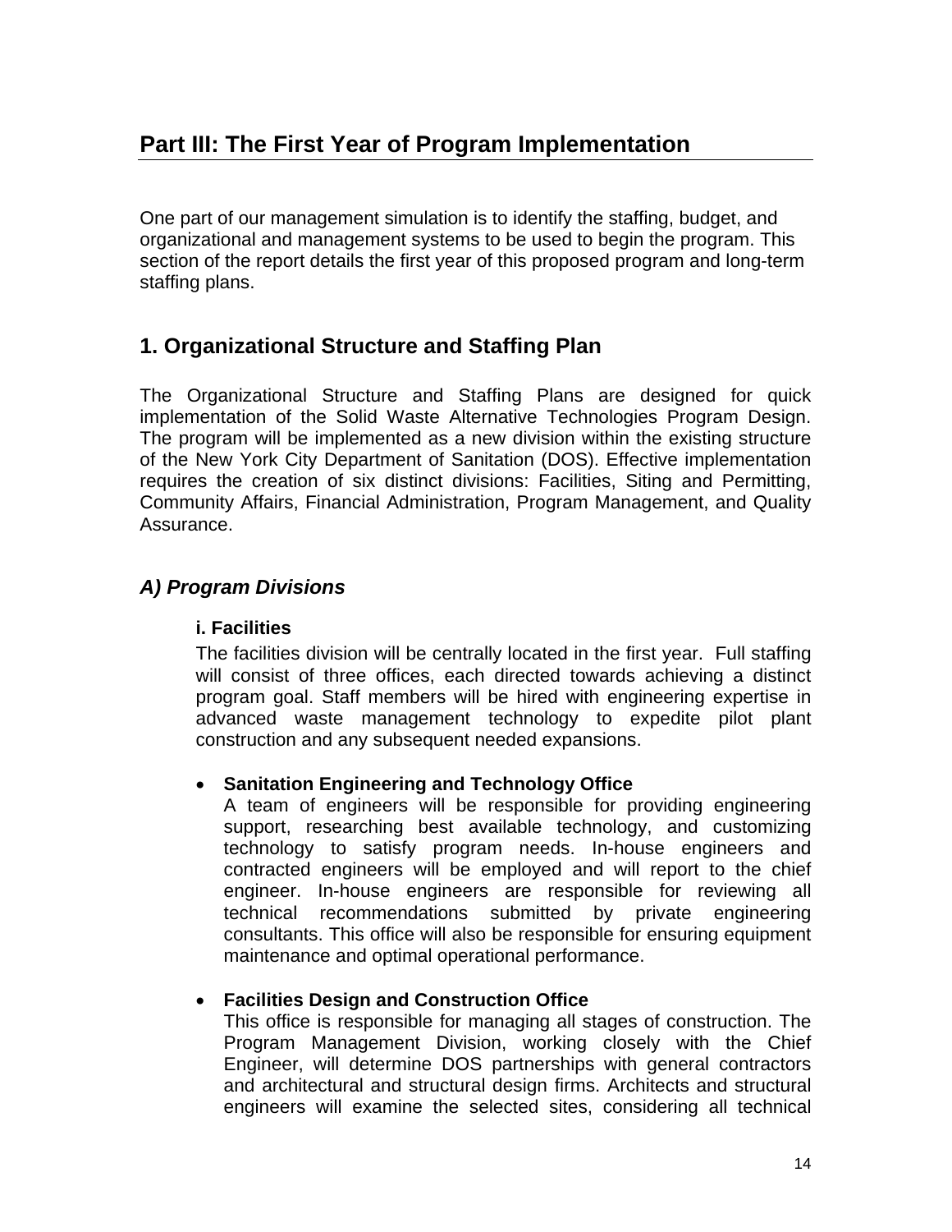# Part III: The First Year of Program Implementation

One part of our management simulation is to identify the staffing, budget, and organizational and management systems to be used to begin the program. This section of the report details the first year of this proposed program and long-term staffing plans.

## 1. Organizational Structure and Staffing Plan

The Organizational Structure and Staffing Plans are designed for quick implementation of the Solid Waste Alternative Technologies Program Design. The program will be implemented as a new division within the existing structure of the New York City Department of Sanitation (DOS). Effective implementation requires the creation of six distinct divisions: Facilities, Siting and Permitting, Community Affairs, Financial Administration, Program Management, and Quality Assurance.

### *A) Program Divisions*

#### i. Facilities

The facilities division will be centrally located in the first year. Full staffing will consist of three offices, each directed towards achieving a distinct program goal. Staff members will be hired with engineering expertise in advanced waste management technology to expedite pilot plant construction and any subsequent needed expansions.

- **Sanitation Engineering and Technology Office**
  A team of engineers will be responsible for providing engineering support, researching best available technology, and customizing technology to satisfy program needs. In-house engineers and contracted engineers will be employed and will report to the chief engineer. In-house engineers are responsible for reviewing all technical recommendations submitted by private engineering consultants. This office will also be responsible for ensuring equipment maintenance and optimal operational performance.

- **Facilities Design and Construction Office**
  This office is responsible for managing all stages of construction. The Program Management Division, working closely with the Chief Engineer, will determine DOS partnerships with general contractors and architectural and structural design firms. Architects and structural engineers will examine the selected sites, considering all technical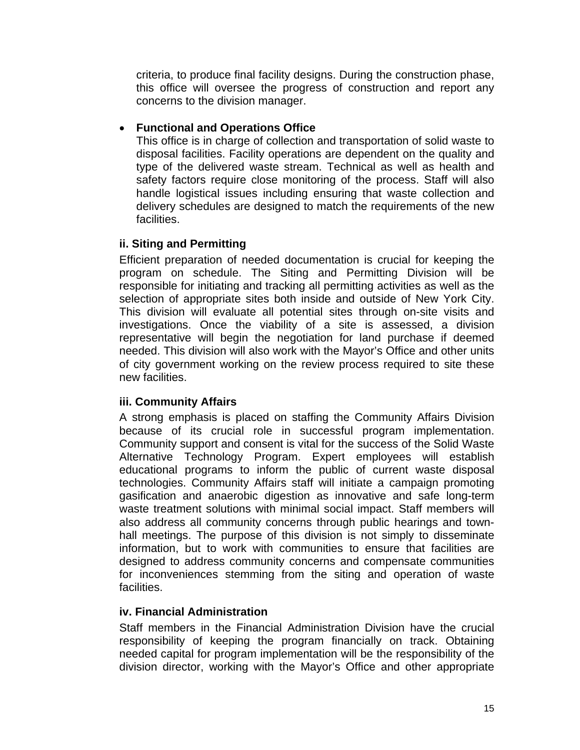criteria, to produce final facility designs. During the construction phase, this office will oversee the progress of construction and report any concerns to the division manager.

- **Functional and Operations Office**
  This office is in charge of collection and transportation of solid waste to disposal facilities. Facility operations are dependent on the quality and type of the delivered waste stream. Technical as well as health and safety factors require close monitoring of the process. Staff will also handle logistical issues including ensuring that waste collection and delivery schedules are designed to match the requirements of the new facilities.

### ii. Siting and Permitting

Efficient preparation of needed documentation is crucial for keeping the program on schedule. The Siting and Permitting Division will be responsible for initiating and tracking all permitting activities as well as the selection of appropriate sites both inside and outside of New York City. This division will evaluate all potential sites through on-site visits and investigations. Once the viability of a site is assessed, a division representative will begin the negotiation for land purchase if deemed needed. This division will also work with the Mayor's Office and other units of city government working on the review process required to site these new facilities.

### iii. Community Affairs

A strong emphasis is placed on staffing the Community Affairs Division because of its crucial role in successful program implementation. Community support and consent is vital for the success of the Solid Waste Alternative Technology Program. Expert employees will establish educational programs to inform the public of current waste disposal technologies. Community Affairs staff will initiate a campaign promoting gasification and anaerobic digestion as innovative and safe long-term waste treatment solutions with minimal social impact. Staff members will also address all community concerns through public hearings and town-hall meetings. The purpose of this division is not simply to disseminate information, but to work with communities to ensure that facilities are designed to address community concerns and compensate communities for inconveniences stemming from the siting and operation of waste facilities.

### iv. Financial Administration

Staff members in the Financial Administration Division have the crucial responsibility of keeping the program financially on track. Obtaining needed capital for program implementation will be the responsibility of the division director, working with the Mayor's Office and other appropriate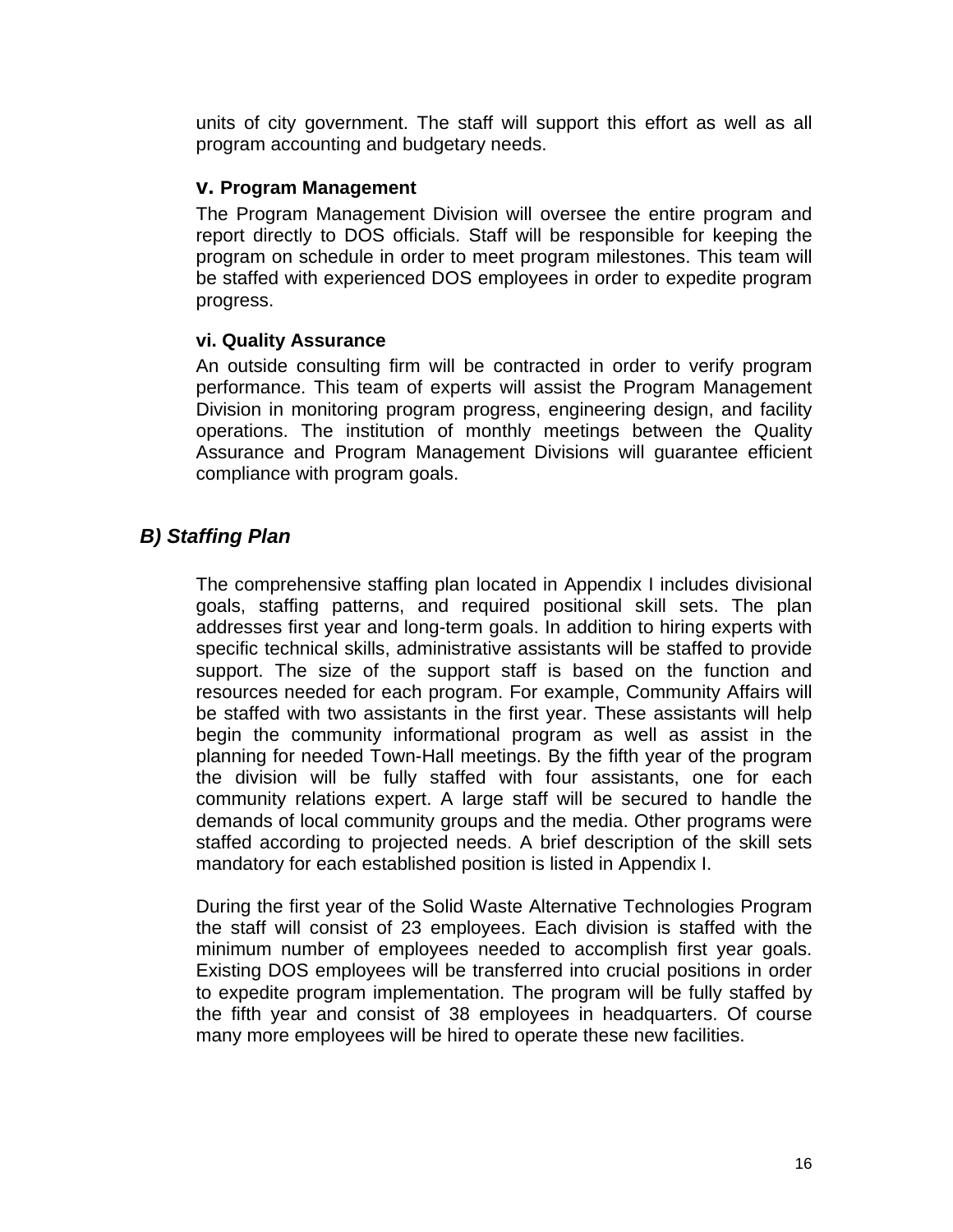units of city government. The staff will support this effort as well as all program accounting and budgetary needs.

#### v. Program Management

The Program Management Division will oversee the entire program and report directly to DOS officials. Staff will be responsible for keeping the program on schedule in order to meet program milestones. This team will be staffed with experienced DOS employees in order to expedite program progress.

#### vi. Quality Assurance

An outside consulting firm will be contracted in order to verify program performance. This team of experts will assist the Program Management Division in monitoring program progress, engineering design, and facility operations. The institution of monthly meetings between the Quality Assurance and Program Management Divisions will guarantee efficient compliance with program goals.

### *B) Staffing Plan*

The comprehensive staffing plan located in Appendix I includes divisional goals, staffing patterns, and required positional skill sets. The plan addresses first year and long-term goals. In addition to hiring experts with specific technical skills, administrative assistants will be staffed to provide support. The size of the support staff is based on the function and resources needed for each program. For example, Community Affairs will be staffed with two assistants in the first year. These assistants will help begin the community informational program as well as assist in the planning for needed Town-Hall meetings. By the fifth year of the program the division will be fully staffed with four assistants, one for each community relations expert. A large staff will be secured to handle the demands of local community groups and the media. Other programs were staffed according to projected needs. A brief description of the skill sets mandatory for each established position is listed in Appendix I.

During the first year of the Solid Waste Alternative Technologies Program the staff will consist of 23 employees. Each division is staffed with the minimum number of employees needed to accomplish first year goals. Existing DOS employees will be transferred into crucial positions in order to expedite program implementation. The program will be fully staffed by the fifth year and consist of 38 employees in headquarters. Of course many more employees will be hired to operate these new facilities.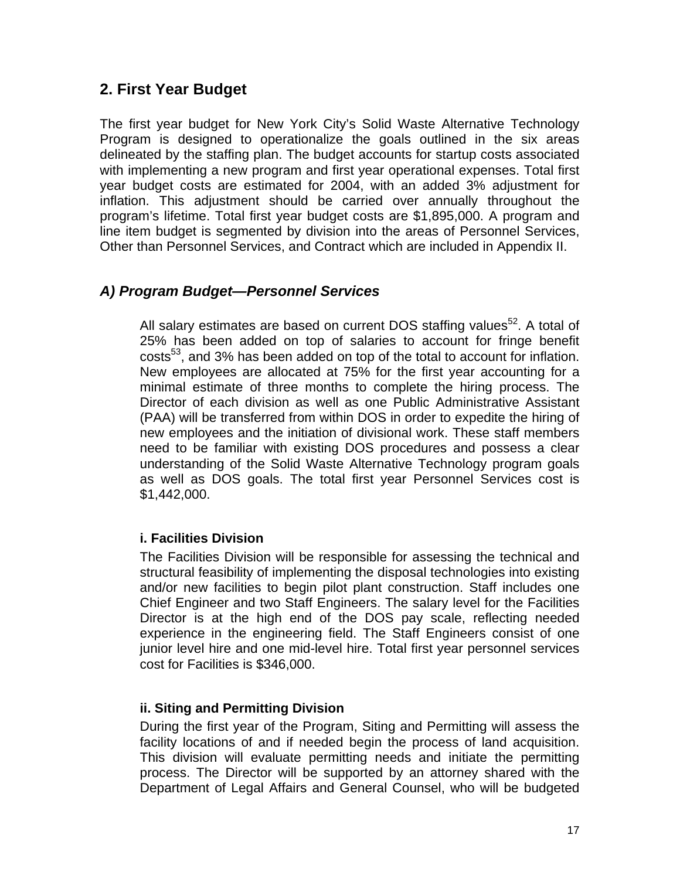## 2. First Year Budget

The first year budget for New York City's Solid Waste Alternative Technology Program is designed to operationalize the goals outlined in the six areas delineated by the staffing plan. The budget accounts for startup costs associated with implementing a new program and first year operational expenses. Total first year budget costs are estimated for 2004, with an added 3% adjustment for inflation. This adjustment should be carried over annually throughout the program's lifetime. Total first year budget costs are $1,895,000. A program and line item budget is segmented by division into the areas of Personnel Services, Other than Personnel Services, and Contract which are included in Appendix II.

### *A) Program Budget—Personnel Services*

All salary estimates are based on current DOS staffing values[52]. A total of 25% has been added on top of salaries to account for fringe benefit costs[53], and 3% has been added on top of the total to account for inflation. New employees are allocated at 75% for the first year accounting for a minimal estimate of three months to complete the hiring process. The Director of each division as well as one Public Administrative Assistant (PAA) will be transferred from within DOS in order to expedite the hiring of new employees and the initiation of divisional work. These staff members need to be familiar with existing DOS procedures and possess a clear understanding of the Solid Waste Alternative Technology program goals as well as DOS goals. The total first year Personnel Services cost is $1,442,000.

#### i. Facilities Division

The Facilities Division will be responsible for assessing the technical and structural feasibility of implementing the disposal technologies into existing and/or new facilities to begin pilot plant construction. Staff includes one Chief Engineer and two Staff Engineers. The salary level for the Facilities Director is at the high end of the DOS pay scale, reflecting needed experience in the engineering field. The Staff Engineers consist of one junior level hire and one mid-level hire. Total first year personnel services cost for Facilities is $346,000.

#### ii. Siting and Permitting Division

During the first year of the Program, Siting and Permitting will assess the facility locations of and if needed begin the process of land acquisition. This division will evaluate permitting needs and initiate the permitting process. The Director will be supported by an attorney shared with the Department of Legal Affairs and General Counsel, who will be budgeted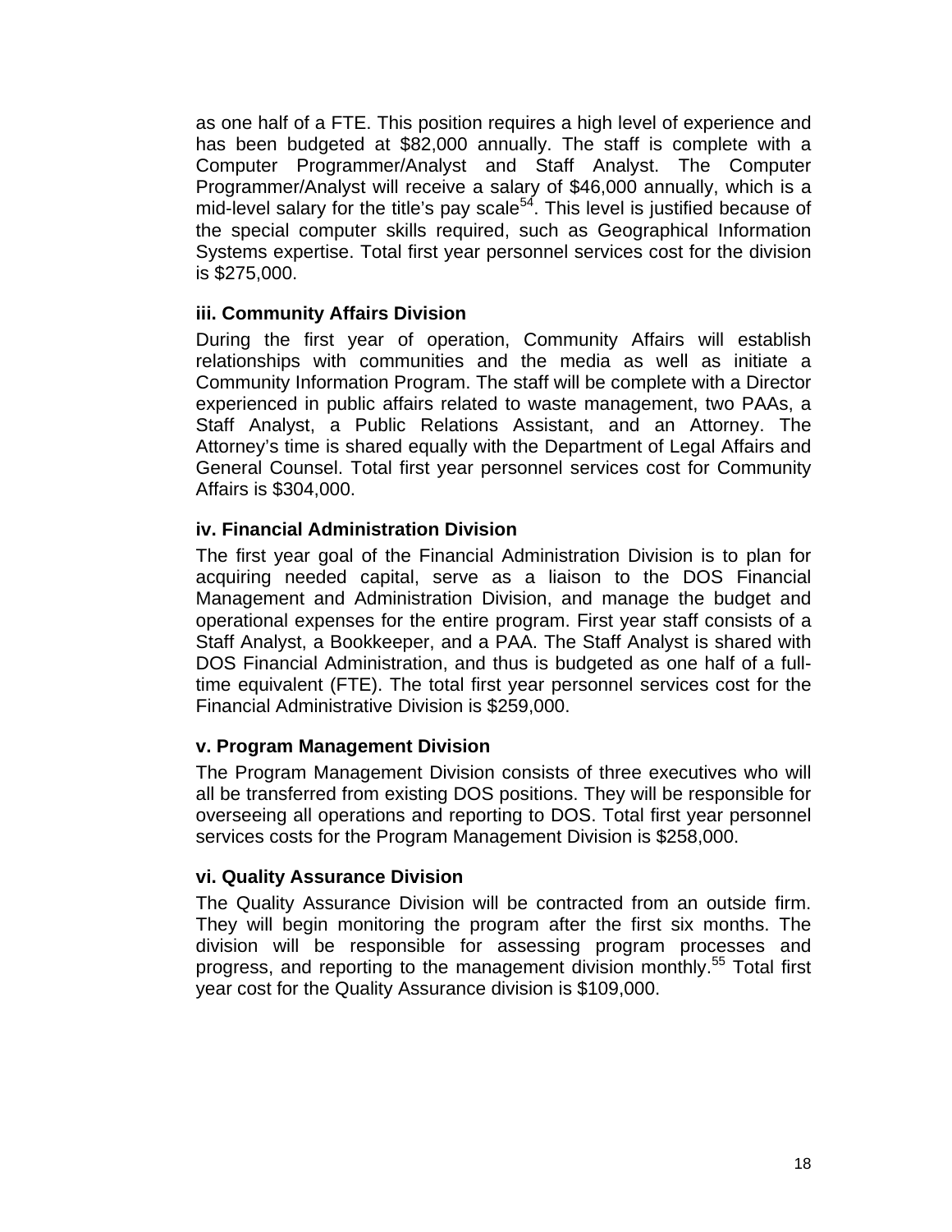as one half of a FTE. This position requires a high level of experience and has been budgeted at $82,000 annually. The staff is complete with a Computer Programmer/Analyst and Staff Analyst. The Computer Programmer/Analyst will receive a salary of $46,000 annually, which is a mid-level salary for the title's pay scale[54]. This level is justified because of the special computer skills required, such as Geographical Information Systems expertise. Total first year personnel services cost for the division is $275,000.

### iii. Community Affairs Division

During the first year of operation, Community Affairs will establish relationships with communities and the media as well as initiate a Community Information Program. The staff will be complete with a Director experienced in public affairs related to waste management, two PAAs, a Staff Analyst, a Public Relations Assistant, and an Attorney. The Attorney's time is shared equally with the Department of Legal Affairs and General Counsel. Total first year personnel services cost for Community Affairs is $304,000.

### iv. Financial Administration Division

The first year goal of the Financial Administration Division is to plan for acquiring needed capital, serve as a liaison to the DOS Financial Management and Administration Division, and manage the budget and operational expenses for the entire program. First year staff consists of a Staff Analyst, a Bookkeeper, and a PAA. The Staff Analyst is shared with DOS Financial Administration, and thus is budgeted as one half of a full-time equivalent (FTE). The total first year personnel services cost for the Financial Administrative Division is $259,000.

### v. Program Management Division

The Program Management Division consists of three executives who will all be transferred from existing DOS positions. They will be responsible for overseeing all operations and reporting to DOS. Total first year personnel services costs for the Program Management Division is $258,000.

### vi. Quality Assurance Division

The Quality Assurance Division will be contracted from an outside firm. They will begin monitoring the program after the first six months. The division will be responsible for assessing program processes and progress, and reporting to the management division monthly.[55] Total first year cost for the Quality Assurance division is $109,000.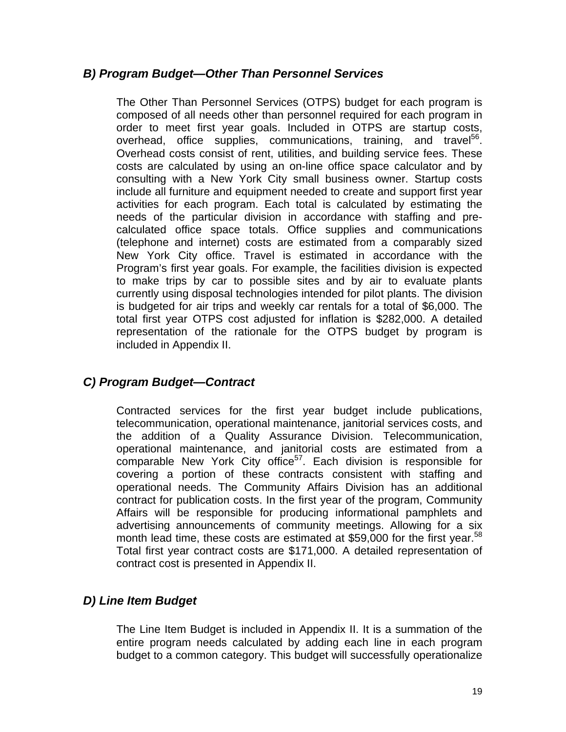### *B) Program Budget—Other Than Personnel Services*

The Other Than Personnel Services (OTPS) budget for each program is composed of all needs other than personnel required for each program in order to meet first year goals. Included in OTPS are startup costs, overhead, office supplies, communications, training, and travel[56]. Overhead costs consist of rent, utilities, and building service fees. These costs are calculated by using an on-line office space calculator and by consulting with a New York City small business owner. Startup costs include all furniture and equipment needed to create and support first year activities for each program. Each total is calculated by estimating the needs of the particular division in accordance with staffing and pre-calculated office space totals. Office supplies and communications (telephone and internet) costs are estimated from a comparably sized New York City office. Travel is estimated in accordance with the Program's first year goals. For example, the facilities division is expected to make trips by car to possible sites and by air to evaluate plants currently using disposal technologies intended for pilot plants. The division is budgeted for air trips and weekly car rentals for a total of $6,000. The total first year OTPS cost adjusted for inflation is $282,000. A detailed representation of the rationale for the OTPS budget by program is included in Appendix II.

### *C) Program Budget—Contract*

Contracted services for the first year budget include publications, telecommunication, operational maintenance, janitorial services costs, and the addition of a Quality Assurance Division. Telecommunication, operational maintenance, and janitorial costs are estimated from a comparable New York City office[57]. Each division is responsible for covering a portion of these contracts consistent with staffing and operational needs. The Community Affairs Division has an additional contract for publication costs. In the first year of the program, Community Affairs will be responsible for producing informational pamphlets and advertising announcements of community meetings. Allowing for a six month lead time, these costs are estimated at $59,000 for the first year.[58] Total first year contract costs are $171,000. A detailed representation of contract cost is presented in Appendix II.

### *D) Line Item Budget*

The Line Item Budget is included in Appendix II. It is a summation of the entire program needs calculated by adding each line in each program budget to a common category. This budget will successfully operationalize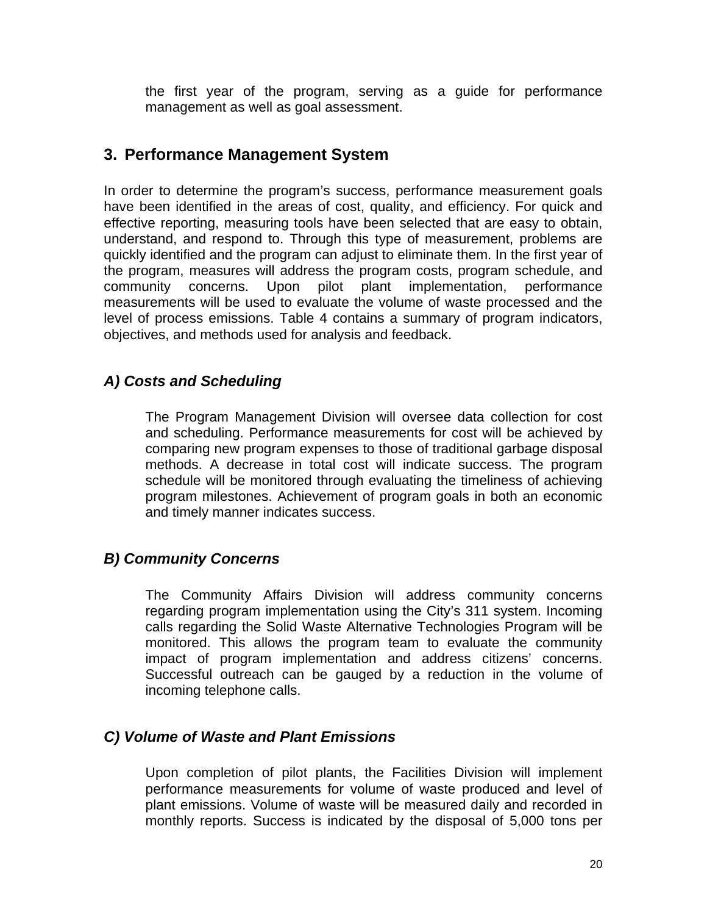the first year of the program, serving as a guide for performance management as well as goal assessment.

## 3. Performance Management System

In order to determine the program's success, performance measurement goals have been identified in the areas of cost, quality, and efficiency. For quick and effective reporting, measuring tools have been selected that are easy to obtain, understand, and respond to. Through this type of measurement, problems are quickly identified and the program can adjust to eliminate them. In the first year of the program, measures will address the program costs, program schedule, and community concerns. Upon pilot plant implementation, performance measurements will be used to evaluate the volume of waste processed and the level of process emissions. Table 4 contains a summary of program indicators, objectives, and methods used for analysis and feedback.

### *A) Costs and Scheduling*

The Program Management Division will oversee data collection for cost and scheduling. Performance measurements for cost will be achieved by comparing new program expenses to those of traditional garbage disposal methods. A decrease in total cost will indicate success. The program schedule will be monitored through evaluating the timeliness of achieving program milestones. Achievement of program goals in both an economic and timely manner indicates success.

### *B) Community Concerns*

The Community Affairs Division will address community concerns regarding program implementation using the City's 311 system. Incoming calls regarding the Solid Waste Alternative Technologies Program will be monitored. This allows the program team to evaluate the community impact of program implementation and address citizens' concerns. Successful outreach can be gauged by a reduction in the volume of incoming telephone calls.

### *C) Volume of Waste and Plant Emissions*

Upon completion of pilot plants, the Facilities Division will implement performance measurements for volume of waste produced and level of plant emissions. Volume of waste will be measured daily and recorded in monthly reports. Success is indicated by the disposal of 5,000 tons per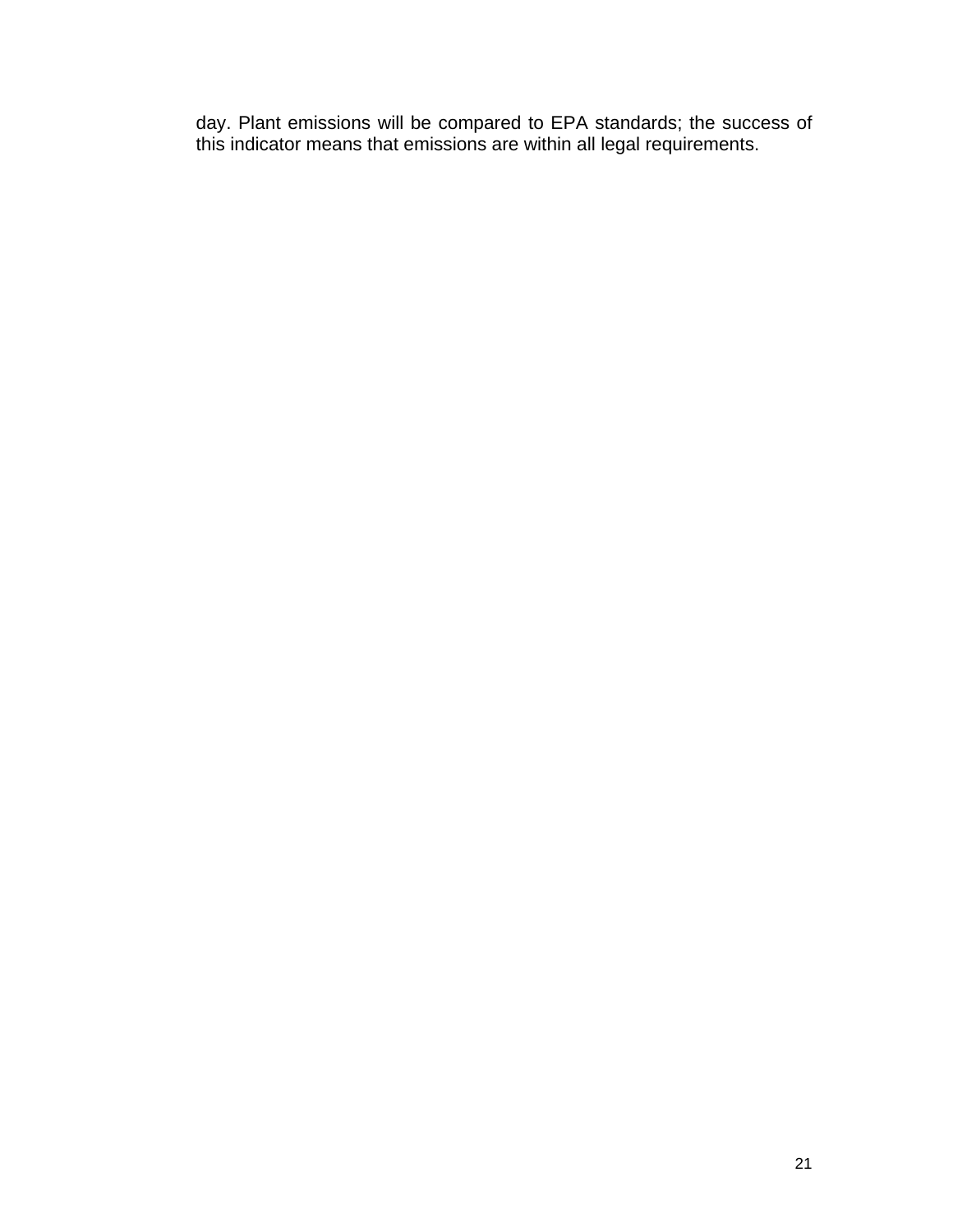day. Plant emissions will be compared to EPA standards; the success of this indicator means that emissions are within all legal requirements.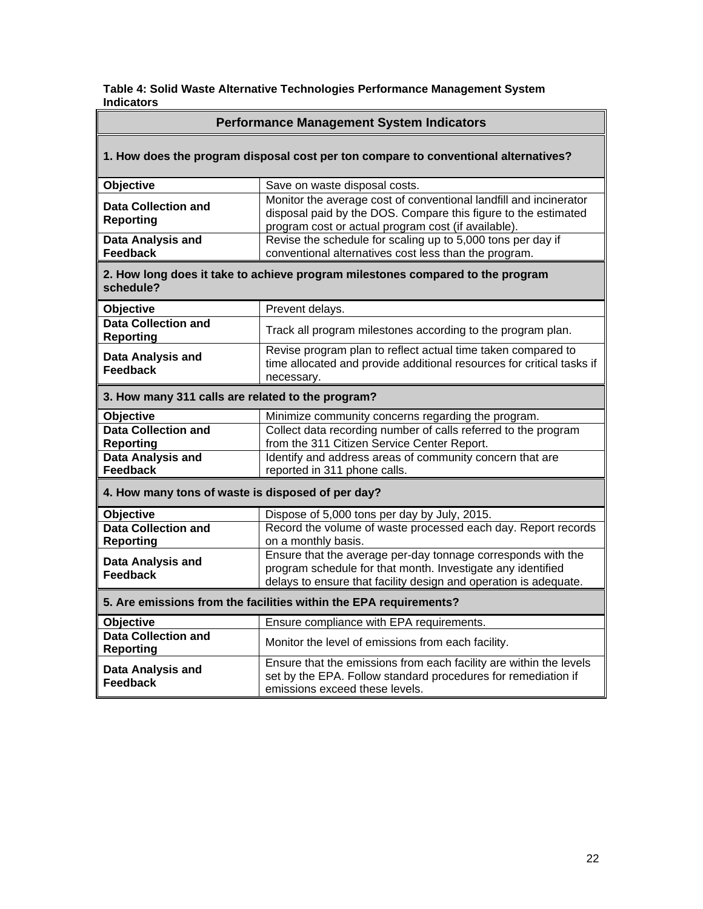**Table 4: Solid Waste Alternative Technologies Performance Management System Indicators**

| Performance Management System Indicators | |
|---|---|
| **1. How does the program disposal cost per ton compare to conventional alternatives?** | |
| **Objective** | Save on waste disposal costs. |
| **Data Collection and Reporting** | Monitor the average cost of conventional landfill and incinerator disposal paid by the DOS. Compare this figure to the estimated program cost or actual program cost (if available). |
| **Data Analysis and Feedback** | Revise the schedule for scaling up to 5,000 tons per day if conventional alternatives cost less than the program. |
| **2. How long does it take to achieve program milestones compared to the program schedule?** | |
| **Objective** | Prevent delays. |
| **Data Collection and Reporting** | Track all program milestones according to the program plan. |
| **Data Analysis and Feedback** | Revise program plan to reflect actual time taken compared to time allocated and provide additional resources for critical tasks if necessary. |
| **3. How many 311 calls are related to the program?** | |
| **Objective** | Minimize community concerns regarding the program. |
| **Data Collection and Reporting** | Collect data recording number of calls referred to the program from the 311 Citizen Service Center Report. |
| **Data Analysis and Feedback** | Identify and address areas of community concern that are reported in 311 phone calls. |
| **4. How many tons of waste is disposed of per day?** | |
| **Objective** | Dispose of 5,000 tons per day by July, 2015. |
| **Data Collection and Reporting** | Record the volume of waste processed each day. Report records on a monthly basis. |
| **Data Analysis and Feedback** | Ensure that the average per-day tonnage corresponds with the program schedule for that month. Investigate any identified delays to ensure that facility design and operation is adequate. |
| **5. Are emissions from the facilities within the EPA requirements?** | |
| **Objective** | Ensure compliance with EPA requirements. |
| **Data Collection and Reporting** | Monitor the level of emissions from each facility. |
| **Data Analysis and Feedback** | Ensure that the emissions from each facility are within the levels set by the EPA. Follow standard procedures for remediation if emissions exceed these levels. |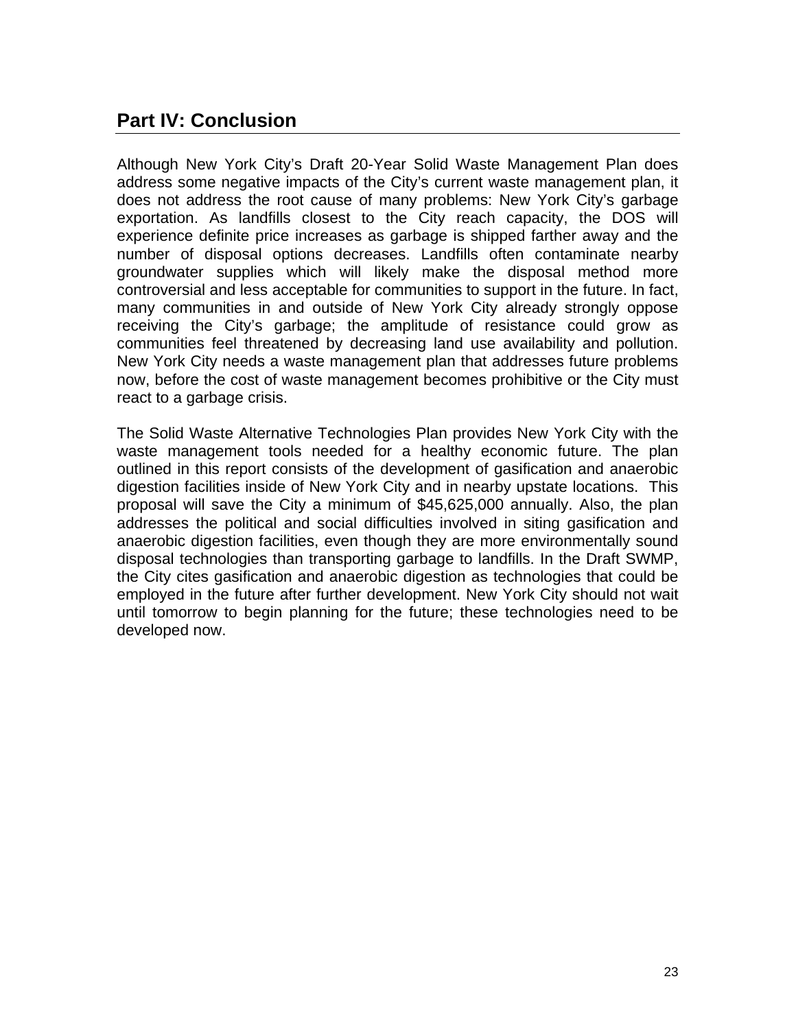## Part IV: Conclusion

Although New York City's Draft 20-Year Solid Waste Management Plan does address some negative impacts of the City's current waste management plan, it does not address the root cause of many problems: New York City's garbage exportation. As landfills closest to the City reach capacity, the DOS will experience definite price increases as garbage is shipped farther away and the number of disposal options decreases. Landfills often contaminate nearby groundwater supplies which will likely make the disposal method more controversial and less acceptable for communities to support in the future. In fact, many communities in and outside of New York City already strongly oppose receiving the City's garbage; the amplitude of resistance could grow as communities feel threatened by decreasing land use availability and pollution. New York City needs a waste management plan that addresses future problems now, before the cost of waste management becomes prohibitive or the City must react to a garbage crisis.

The Solid Waste Alternative Technologies Plan provides New York City with the waste management tools needed for a healthy economic future. The plan outlined in this report consists of the development of gasification and anaerobic digestion facilities inside of New York City and in nearby upstate locations. This proposal will save the City a minimum of $45,625,000 annually. Also, the plan addresses the political and social difficulties involved in siting gasification and anaerobic digestion facilities, even though they are more environmentally sound disposal technologies than transporting garbage to landfills. In the Draft SWMP, the City cites gasification and anaerobic digestion as technologies that could be employed in the future after further development. New York City should not wait until tomorrow to begin planning for the future; these technologies need to be developed now.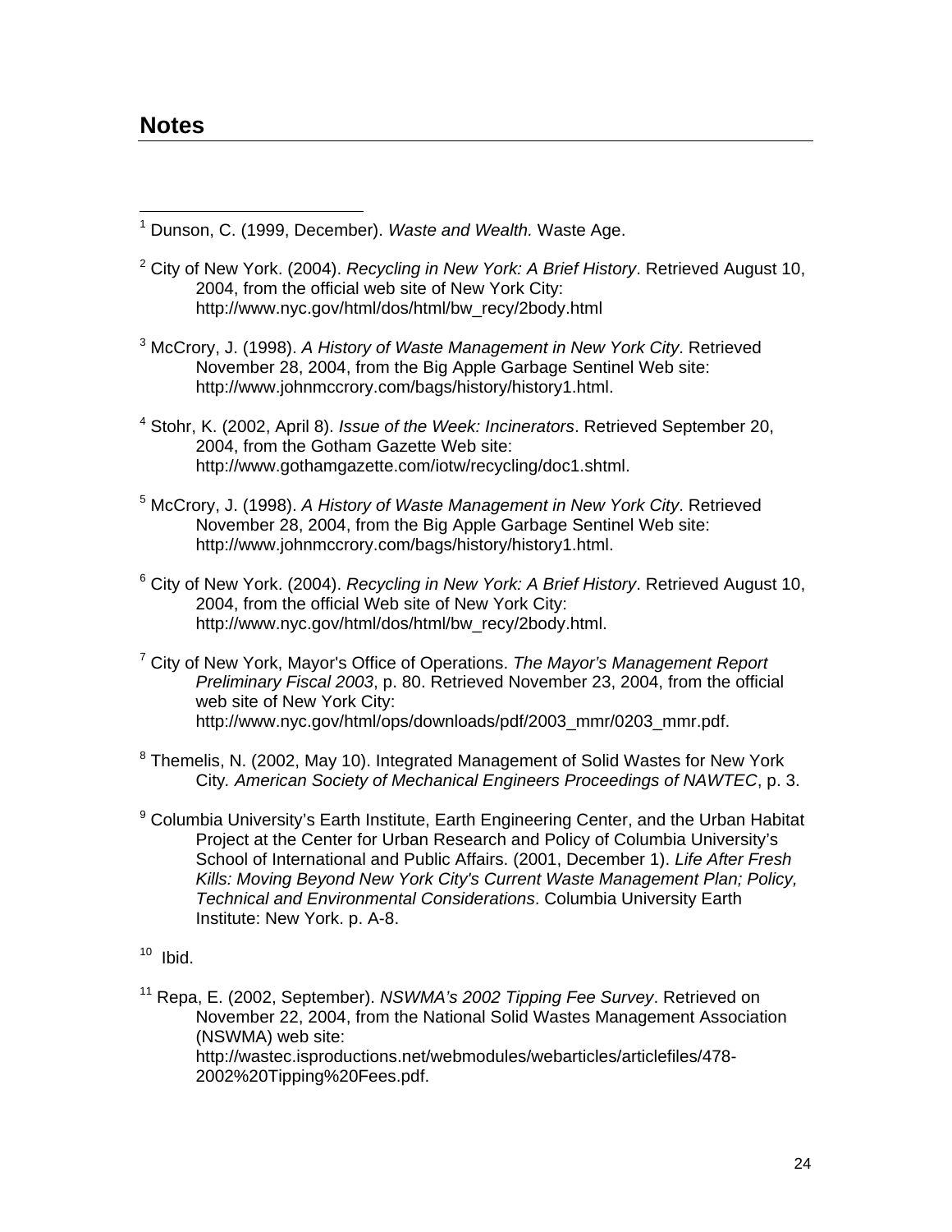## Notes

[1] Dunson, C. (1999, December). *Waste and Wealth.* Waste Age.

[2] City of New York. (2004). *Recycling in New York: A Brief History*. Retrieved August 10, 2004, from the official web site of New York City: http://www.nyc.gov/html/dos/html/bw_recy/2body.html

[3] McCrory, J. (1998). *A History of Waste Management in New York City*. Retrieved November 28, 2004, from the Big Apple Garbage Sentinel Web site: http://www.johnmccrory.com/bags/history/history1.html.

[4] Stohr, K. (2002, April 8). *Issue of the Week: Incinerators*. Retrieved September 20, 2004, from the Gotham Gazette Web site: http://www.gothamgazette.com/iotw/recycling/doc1.shtml.

[5] McCrory, J. (1998). *A History of Waste Management in New York City*. Retrieved November 28, 2004, from the Big Apple Garbage Sentinel Web site: http://www.johnmccrory.com/bags/history/history1.html.

[6] City of New York. (2004). *Recycling in New York: A Brief History*. Retrieved August 10, 2004, from the official Web site of New York City: http://www.nyc.gov/html/dos/html/bw_recy/2body.html.

[7] City of New York, Mayor's Office of Operations. *The Mayor's Management Report Preliminary Fiscal 2003*, p. 80. Retrieved November 23, 2004, from the official web site of New York City: http://www.nyc.gov/html/ops/downloads/pdf/2003_mmr/0203_mmr.pdf.

[8] Themelis, N. (2002, May 10). Integrated Management of Solid Wastes for New York City. *American Society of Mechanical Engineers Proceedings of NAWTEC*, p. 3.

[9] Columbia University's Earth Institute, Earth Engineering Center, and the Urban Habitat Project at the Center for Urban Research and Policy of Columbia University's School of International and Public Affairs. (2001, December 1). *Life After Fresh Kills: Moving Beyond New York City's Current Waste Management Plan; Policy, Technical and Environmental Considerations*. Columbia University Earth Institute: New York. p. A-8.

[10] Ibid.

[11] Repa, E. (2002, September). *NSWMA's 2002 Tipping Fee Survey*. Retrieved on November 22, 2004, from the National Solid Wastes Management Association (NSWMA) web site: http://wastec.isproductions.net/webmodules/webarticles/articlefiles/478-2002%20Tipping%20Fees.pdf.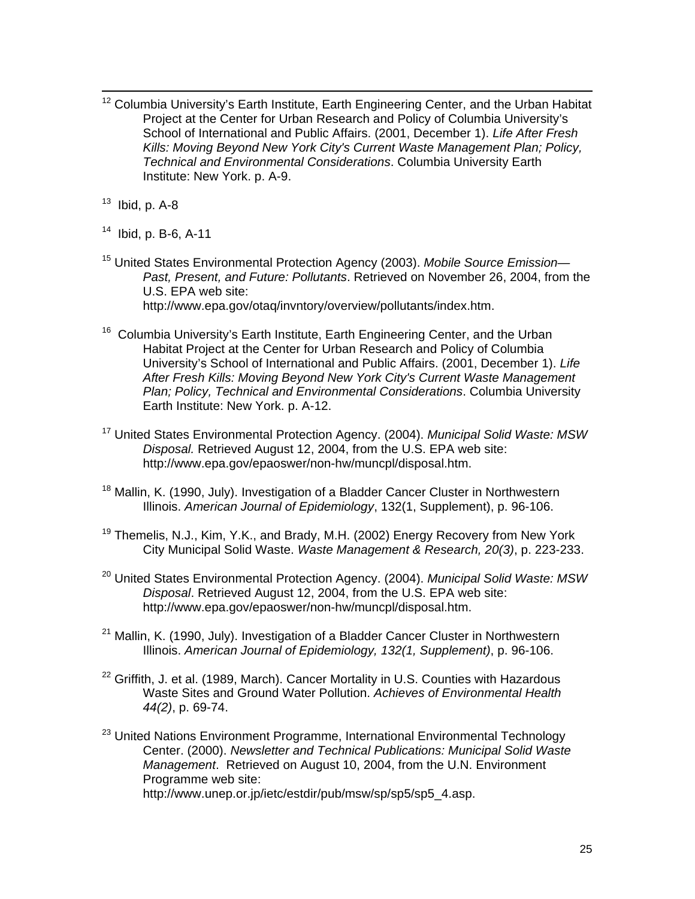[12] Columbia University's Earth Institute, Earth Engineering Center, and the Urban Habitat Project at the Center for Urban Research and Policy of Columbia University's School of International and Public Affairs. (2001, December 1). *Life After Fresh Kills: Moving Beyond New York City's Current Waste Management Plan; Policy, Technical and Environmental Considerations*. Columbia University Earth Institute: New York. p. A-9.

[13] Ibid, p. A-8

[14] Ibid, p. B-6, A-11

[15] United States Environmental Protection Agency (2003). *Mobile Source Emission—Past, Present, and Future: Pollutants*. Retrieved on November 26, 2004, from the U.S. EPA web site: http://www.epa.gov/otaq/invntory/overview/pollutants/index.htm.

[16] Columbia University's Earth Institute, Earth Engineering Center, and the Urban Habitat Project at the Center for Urban Research and Policy of Columbia University's School of International and Public Affairs. (2001, December 1). *Life After Fresh Kills: Moving Beyond New York City's Current Waste Management Plan; Policy, Technical and Environmental Considerations*. Columbia University Earth Institute: New York. p. A-12.

[17] United States Environmental Protection Agency. (2004). *Municipal Solid Waste: MSW Disposal.* Retrieved August 12, 2004, from the U.S. EPA web site: http://www.epa.gov/epaoswer/non-hw/muncpl/disposal.htm.

[18] Mallin, K. (1990, July). Investigation of a Bladder Cancer Cluster in Northwestern Illinois. *American Journal of Epidemiology*, 132(1, Supplement), p. 96-106.

[19] Themelis, N.J., Kim, Y.K., and Brady, M.H. (2002) Energy Recovery from New York City Municipal Solid Waste. *Waste Management & Research, 20(3)*, p. 223-233.

[20] United States Environmental Protection Agency. (2004). *Municipal Solid Waste: MSW Disposal*. Retrieved August 12, 2004, from the U.S. EPA web site: http://www.epa.gov/epaoswer/non-hw/muncpl/disposal.htm.

[21] Mallin, K. (1990, July). Investigation of a Bladder Cancer Cluster in Northwestern Illinois. *American Journal of Epidemiology, 132(1, Supplement)*, p. 96-106.

[22] Griffith, J. et al. (1989, March). Cancer Mortality in U.S. Counties with Hazardous Waste Sites and Ground Water Pollution. *Achieves of Environmental Health 44(2)*, p. 69-74.

[23] United Nations Environment Programme, International Environmental Technology Center. (2000). *Newsletter and Technical Publications: Municipal Solid Waste Management*. Retrieved on August 10, 2004, from the U.N. Environment Programme web site: http://www.unep.or.jp/ietc/estdir/pub/msw/sp/sp5/sp5_4.asp.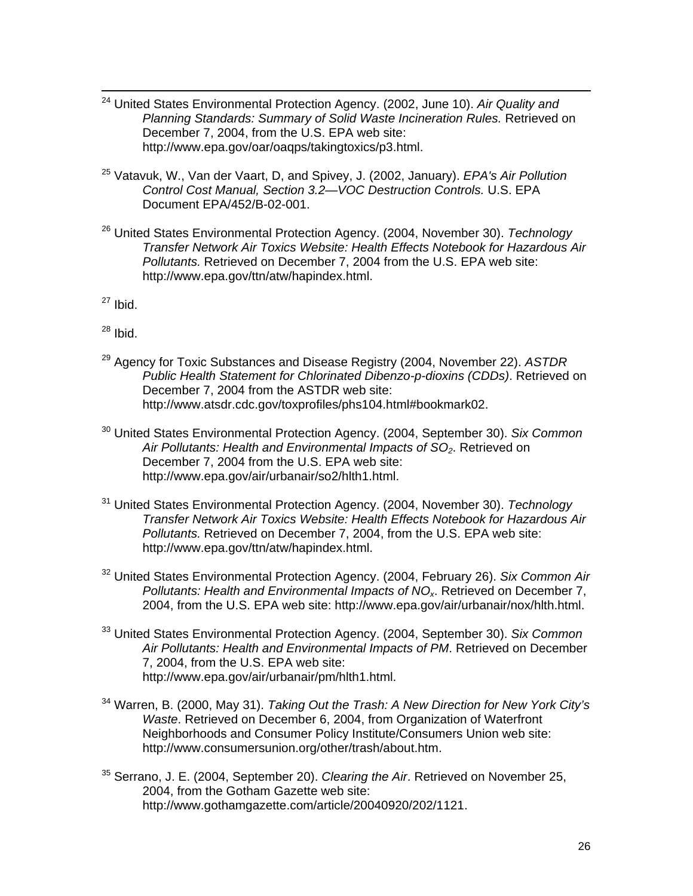[24] United States Environmental Protection Agency. (2002, June 10). *Air Quality and Planning Standards: Summary of Solid Waste Incineration Rules.* Retrieved on December 7, 2004, from the U.S. EPA web site: http://www.epa.gov/oar/oaqps/takingtoxics/p3.html.

[25] Vatavuk, W., Van der Vaart, D, and Spivey, J. (2002, January). *EPA's Air Pollution Control Cost Manual, Section 3.2—VOC Destruction Controls.* U.S. EPA Document EPA/452/B-02-001.

[26] United States Environmental Protection Agency. (2004, November 30). *Technology Transfer Network Air Toxics Website: Health Effects Notebook for Hazardous Air Pollutants.* Retrieved on December 7, 2004 from the U.S. EPA web site: http://www.epa.gov/ttn/atw/hapindex.html.

[27] Ibid.

[28] Ibid.

[29] Agency for Toxic Substances and Disease Registry (2004, November 22). *ASTDR Public Health Statement for Chlorinated Dibenzo-p-dioxins (CDDs)*. Retrieved on December 7, 2004 from the ASTDR web site: http://www.atsdr.cdc.gov/toxprofiles/phs104.html#bookmark02.

[30] United States Environmental Protection Agency. (2004, September 30). *Six Common Air Pollutants: Health and Environmental Impacts of $SO_2$*. Retrieved on December 7, 2004 from the U.S. EPA web site: http://www.epa.gov/air/urbanair/so2/hlth1.html.

[31] United States Environmental Protection Agency. (2004, November 30). *Technology Transfer Network Air Toxics Website: Health Effects Notebook for Hazardous Air Pollutants.* Retrieved on December 7, 2004, from the U.S. EPA web site: http://www.epa.gov/ttn/atw/hapindex.html.

[32] United States Environmental Protection Agency. (2004, February 26). *Six Common Air Pollutants: Health and Environmental Impacts of $NO_x$*. Retrieved on December 7, 2004, from the U.S. EPA web site: http://www.epa.gov/air/urbanair/nox/hlth.html.

[33] United States Environmental Protection Agency. (2004, September 30). *Six Common Air Pollutants: Health and Environmental Impacts of PM*. Retrieved on December 7, 2004, from the U.S. EPA web site: http://www.epa.gov/air/urbanair/pm/hlth1.html.

[34] Warren, B. (2000, May 31). *Taking Out the Trash: A New Direction for New York City's Waste*. Retrieved on December 6, 2004, from Organization of Waterfront Neighborhoods and Consumer Policy Institute/Consumers Union web site: http://www.consumersunion.org/other/trash/about.htm.

[35] Serrano, J. E. (2004, September 20). *Clearing the Air*. Retrieved on November 25, 2004, from the Gotham Gazette web site: http://www.gothamgazette.com/article/20040920/202/1121.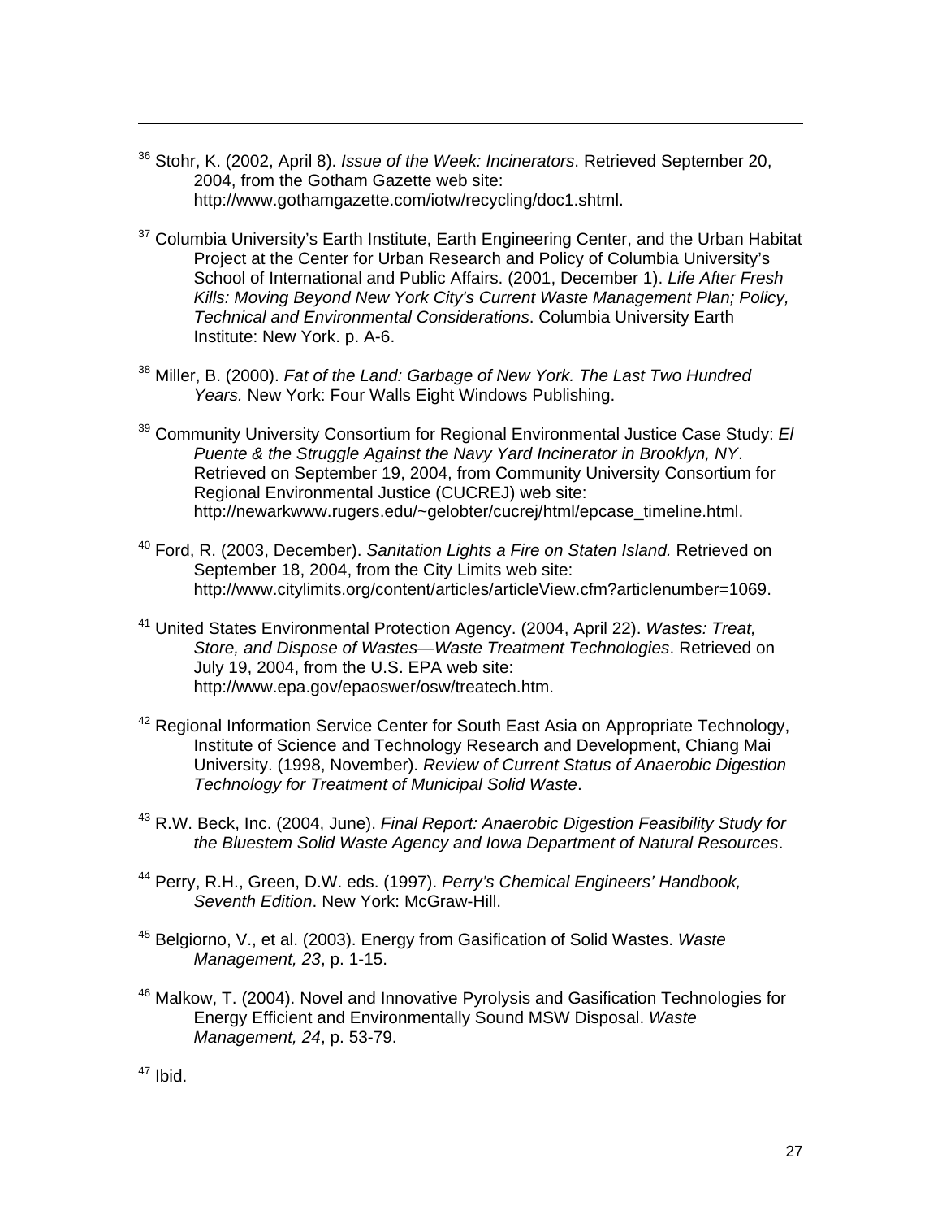[36] Stohr, K. (2002, April 8). *Issue of the Week: Incinerators*. Retrieved September 20, 2004, from the Gotham Gazette web site: http://www.gothamgazette.com/iotw/recycling/doc1.shtml.

[37] Columbia University's Earth Institute, Earth Engineering Center, and the Urban Habitat Project at the Center for Urban Research and Policy of Columbia University's School of International and Public Affairs. (2001, December 1). *Life After Fresh Kills: Moving Beyond New York City's Current Waste Management Plan; Policy, Technical and Environmental Considerations*. Columbia University Earth Institute: New York. p. A-6.

[38] Miller, B. (2000). *Fat of the Land: Garbage of New York. The Last Two Hundred Years.* New York: Four Walls Eight Windows Publishing.

[39] Community University Consortium for Regional Environmental Justice Case Study: *El Puente & the Struggle Against the Navy Yard Incinerator in Brooklyn, NY*. Retrieved on September 19, 2004, from Community University Consortium for Regional Environmental Justice (CUCREJ) web site: http://newarkwww.rugers.edu/~gelobter/cucrej/html/epcase_timeline.html.

[40] Ford, R. (2003, December). *Sanitation Lights a Fire on Staten Island.* Retrieved on September 18, 2004, from the City Limits web site: http://www.citylimits.org/content/articles/articleView.cfm?articlenumber=1069.

[41] United States Environmental Protection Agency. (2004, April 22). *Wastes: Treat, Store, and Dispose of Wastes—Waste Treatment Technologies*. Retrieved on July 19, 2004, from the U.S. EPA web site: http://www.epa.gov/epaoswer/osw/treatech.htm.

[42] Regional Information Service Center for South East Asia on Appropriate Technology, Institute of Science and Technology Research and Development, Chiang Mai University. (1998, November). *Review of Current Status of Anaerobic Digestion Technology for Treatment of Municipal Solid Waste*.

[43] R.W. Beck, Inc. (2004, June). *Final Report: Anaerobic Digestion Feasibility Study for the Bluestem Solid Waste Agency and Iowa Department of Natural Resources*.

[44] Perry, R.H., Green, D.W. eds. (1997). *Perry's Chemical Engineers' Handbook, Seventh Edition*. New York: McGraw-Hill.

[45] Belgiorno, V., et al. (2003). Energy from Gasification of Solid Wastes. *Waste Management, 23*, p. 1-15.

[46] Malkow, T. (2004). Novel and Innovative Pyrolysis and Gasification Technologies for Energy Efficient and Environmentally Sound MSW Disposal. *Waste Management, 24*, p. 53-79.

[47] Ibid.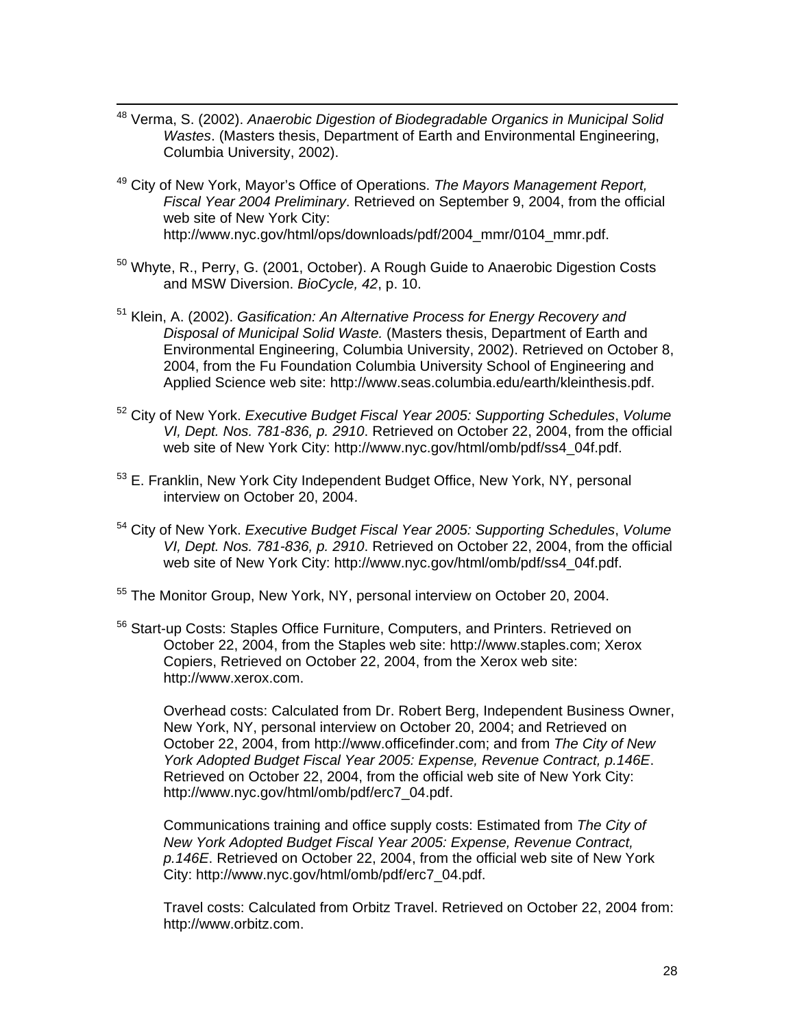[48] Verma, S. (2002). *Anaerobic Digestion of Biodegradable Organics in Municipal Solid Wastes*. (Masters thesis, Department of Earth and Environmental Engineering, Columbia University, 2002).

[49] City of New York, Mayor's Office of Operations. *The Mayors Management Report, Fiscal Year 2004 Preliminary*. Retrieved on September 9, 2004, from the official web site of New York City: http://www.nyc.gov/html/ops/downloads/pdf/2004_mmr/0104_mmr.pdf.

[50] Whyte, R., Perry, G. (2001, October). A Rough Guide to Anaerobic Digestion Costs and MSW Diversion. *BioCycle, 42*, p. 10.

[51] Klein, A. (2002). *Gasification: An Alternative Process for Energy Recovery and Disposal of Municipal Solid Waste.* (Masters thesis, Department of Earth and Environmental Engineering, Columbia University, 2002). Retrieved on October 8, 2004, from the Fu Foundation Columbia University School of Engineering and Applied Science web site: http://www.seas.columbia.edu/earth/kleinthesis.pdf.

[52] City of New York. *Executive Budget Fiscal Year 2005: Supporting Schedules*, *Volume VI, Dept. Nos. 781-836, p. 2910*. Retrieved on October 22, 2004, from the official web site of New York City: http://www.nyc.gov/html/omb/pdf/ss4_04f.pdf.

[53] E. Franklin, New York City Independent Budget Office, New York, NY, personal interview on October 20, 2004.

[54] City of New York. *Executive Budget Fiscal Year 2005: Supporting Schedules*, *Volume VI, Dept. Nos. 781-836, p. 2910*. Retrieved on October 22, 2004, from the official web site of New York City: http://www.nyc.gov/html/omb/pdf/ss4_04f.pdf.

[55] The Monitor Group, New York, NY, personal interview on October 20, 2004.

[56] Start-up Costs: Staples Office Furniture, Computers, and Printers. Retrieved on October 22, 2004, from the Staples web site: http://www.staples.com; Xerox Copiers, Retrieved on October 22, 2004, from the Xerox web site: http://www.xerox.com.

Overhead costs: Calculated from Dr. Robert Berg, Independent Business Owner, New York, NY, personal interview on October 20, 2004; and Retrieved on October 22, 2004, from http://www.officefinder.com; and from *The City of New York Adopted Budget Fiscal Year 2005: Expense, Revenue Contract, p.146E*. Retrieved on October 22, 2004, from the official web site of New York City: http://www.nyc.gov/html/omb/pdf/erc7_04.pdf.

Communications training and office supply costs: Estimated from *The City of New York Adopted Budget Fiscal Year 2005: Expense, Revenue Contract, p.146E*. Retrieved on October 22, 2004, from the official web site of New York City: http://www.nyc.gov/html/omb/pdf/erc7_04.pdf.

Travel costs: Calculated from Orbitz Travel. Retrieved on October 22, 2004 from: http://www.orbitz.com.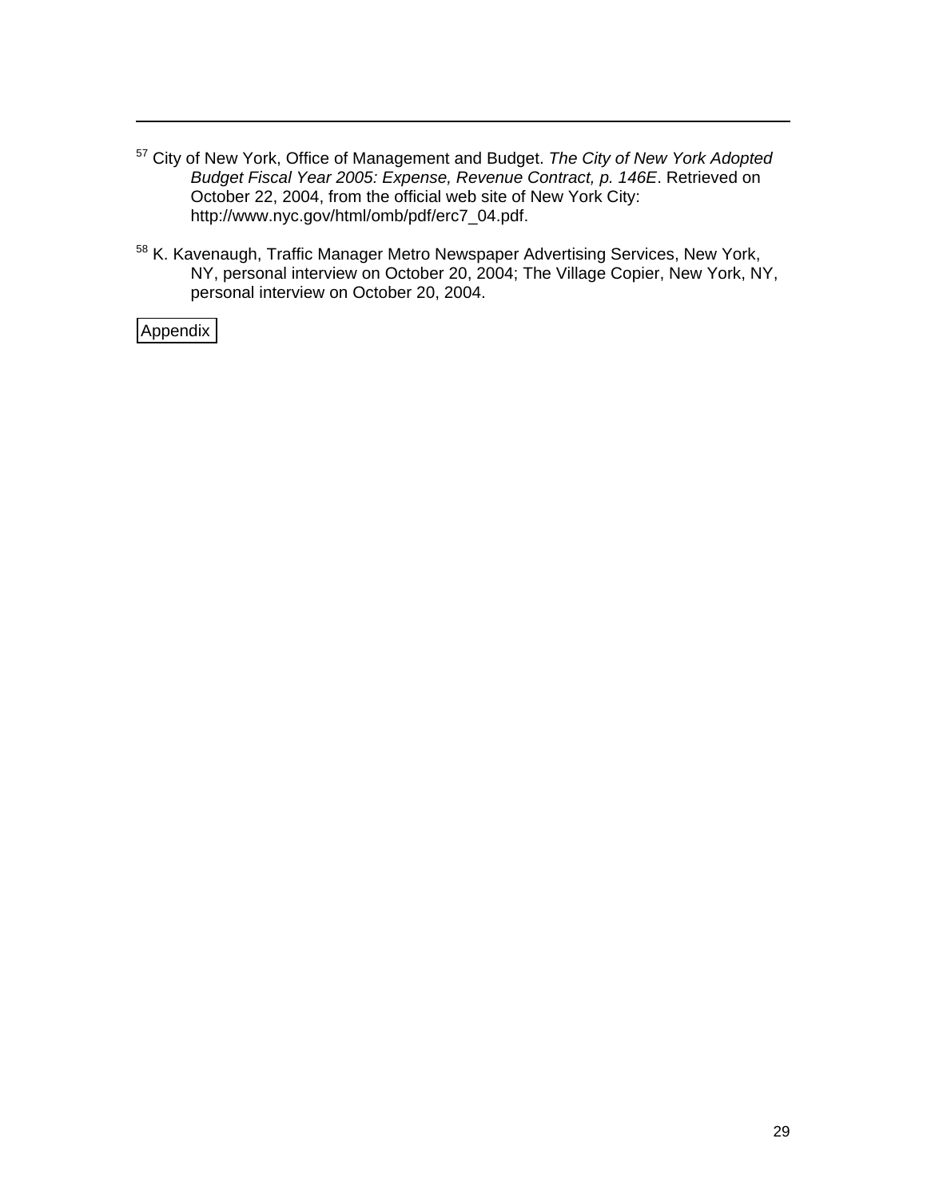---

[57] City of New York, Office of Management and Budget. *The City of New York Adopted Budget Fiscal Year 2005: Expense, Revenue Contract, p. 146E*. Retrieved on October 22, 2004, from the official web site of New York City: http://www.nyc.gov/html/omb/pdf/erc7_04.pdf.

[58] K. Kavenaugh, Traffic Manager Metro Newspaper Advertising Services, New York, NY, personal interview on October 20, 2004; The Village Copier, New York, NY, personal interview on October 20, 2004.

Appendix